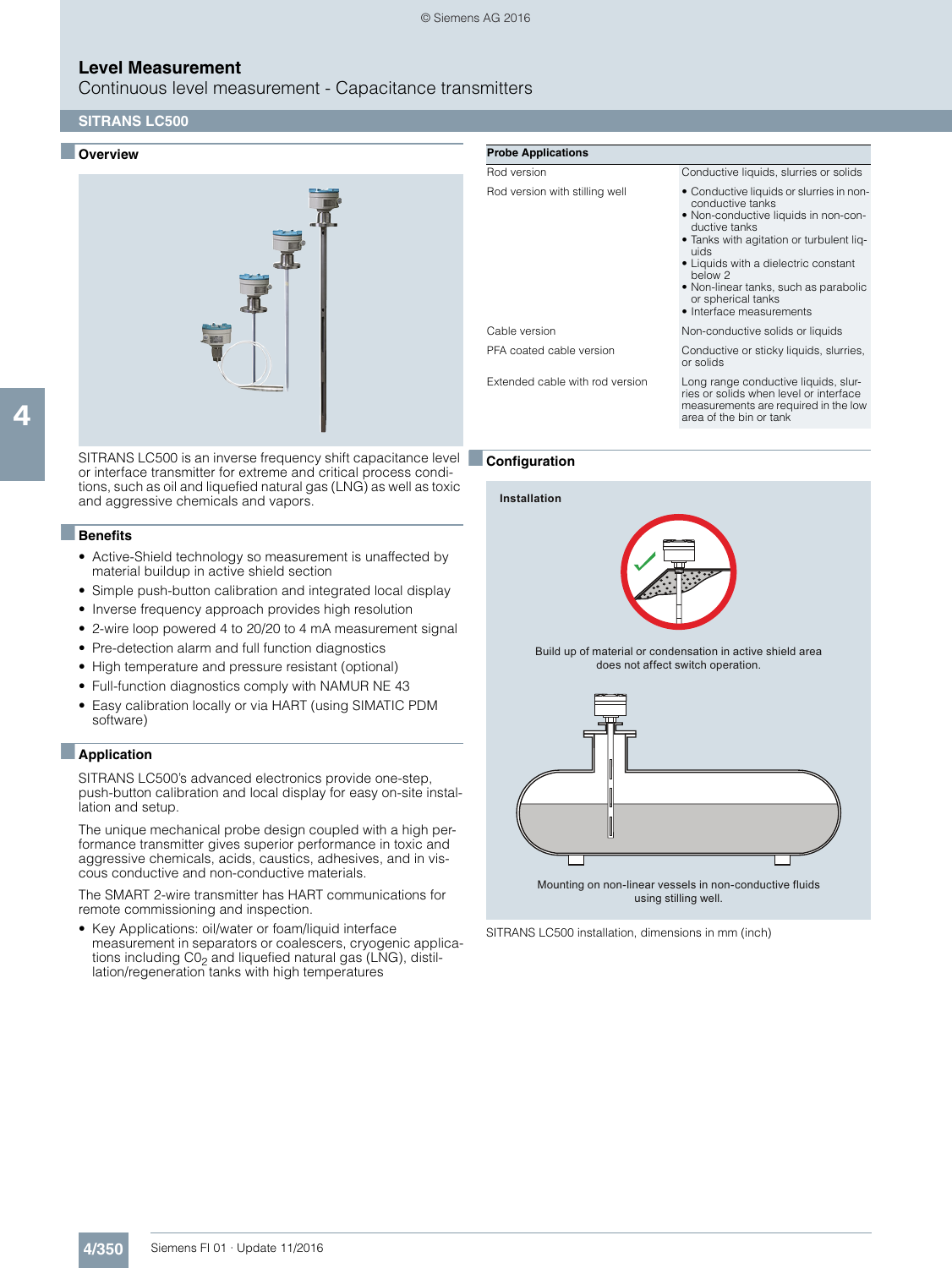# Level Measurement

Continuous level measurement - Capacitance transmitters

## SITRANS LC500

### Overview

SITRANS LC500 is an inverse frequency shift capacitance level or interface transmitter for extreme and critical process conditions, such as oil and liquefied natural gas (LNG) as well as toxic and aggressive chemicals and vapors.

### Benefits

- Active-Shield technology so measurement is unaffected by material buildup in active shield section
- Simple push-button calibration and integrated local display
- Inverse frequency approach provides high resolution
- 2-wire loop powered 4 to 20/20 to 4 mA measurement signal
- Pre-detection alarm and full function diagnostics
- High temperature and pressure resistant (optional)
- Full-function diagnostics comply with NAMUR NE 43
- Easy calibration locally or via HART (using SIMATIC PDM software)

### Application

SITRANS LC500's advanced electronics provide one-step, push-button calibration and local display for easy on-site installation and setup.

The unique mechanical probe design coupled with a high performance transmitter gives superior performance in toxic and aggressive chemicals, acids, caustics, adhesives, and in viscous conductive and non-conductive materials.

The SMART 2-wire transmitter has HART communications for remote commissioning and inspection.

- Key Applications: oil/water or foam/liquid interface measurement in separators or coalescers, cryogenic applications including $C0_2$ and liquefied natural gas (LNG), distillation/regeneration tanks with high temperatures

| Probe Applications | |
|---|---|
| Rod version | Conductive liquids, slurries or solids |
| Rod version with stilling well | • Conductive liquids or slurries in non-conductive tanks<br>• Non-conductive liquids in non-conductive tanks<br>• Tanks with agitation or turbulent liquids<br>• Liquids with a dielectric constant below 2<br>• Non-linear tanks, such as parabolic or spherical tanks<br>• Interface measurements |
| Cable version | Non-conductive solids or liquids |
| PFA coated cable version | Conductive or sticky liquids, slurries, or solids |
| Extended cable with rod version | Long range conductive liquids, slurries or solids when level or interface measurements are required in the low area of the bin or tank |

### Configuration

Installation

Build up of material or condensation in active shield area does not affect switch operation.

Mounting on non-linear vessels in non-conductive fluids using stilling well.

SITRANS LC500 installation, dimensions in mm (inch)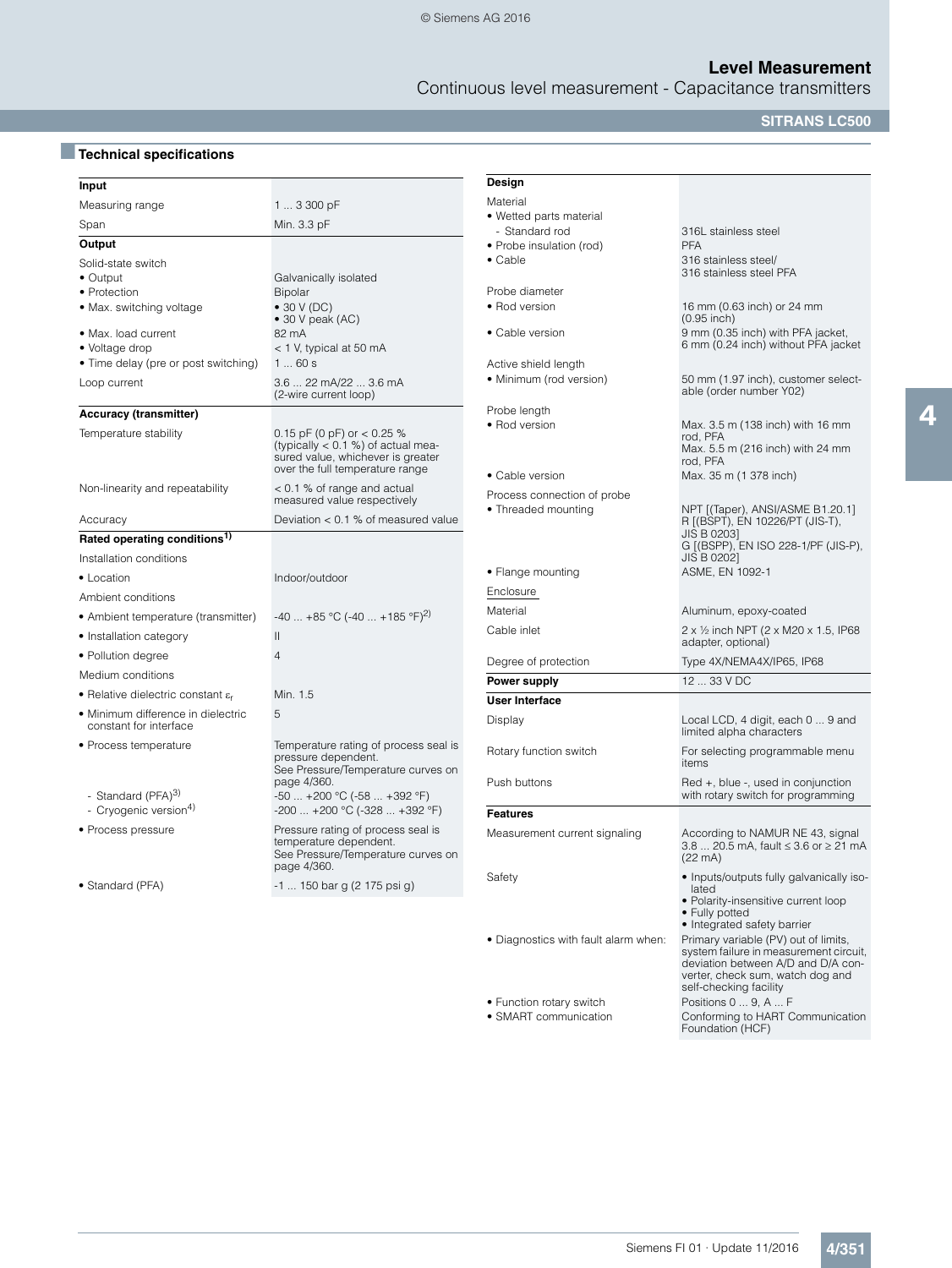## Technical specifications

| Input | |
|---|---|
| Measuring range | 1 ... 3 300 pF |
| Span | Min. 3.3 pF |
| **Output** | |
| Solid-state switch | |
| • Output | Galvanically isolated |
| • Protection | Bipolar |
| • Max. switching voltage | • 30 V (DC)<br>• 30 V peak (AC) |
| • Max. load current | 82 mA |
| • Voltage drop | < 1 V, typical at 50 mA |
| • Time delay (pre or post switching) | 1 ... 60 s |
| Loop current | 3.6 ... 22 mA/22 ... 3.6 mA (2-wire current loop) |
| **Accuracy (transmitter)** | |
| Temperature stability | 0.15 pF (0 pF) or < 0.25 % (typically < 0.1 %) of actual measured value, whichever is greater over the full temperature range |
| Non-linearity and repeatability | < 0.1 % of range and actual measured value respectively |
| Accuracy | Deviation < 0.1 % of measured value |
| **Rated operating conditions**[1] | |
| Installation conditions | |
| • Location | Indoor/outdoor |
| Ambient conditions | |
| • Ambient temperature (transmitter) | -40 ... +85 °C (-40 ... +185 °F)[2] |
| • Installation category | II |
| • Pollution degree | 4 |
| Medium conditions | |
| • Relative dielectric constant $\varepsilon_r$ | Min. 1.5 |
| • Minimum difference in dielectric constant for interface | 5 |
| • Process temperature | Temperature rating of process seal is pressure dependent. See Pressure/Temperature curves on page 4/360. |
| - Standard (PFA)[3] | -50 ... +200 °C (-58 ... +392 °F) |
| - Cryogenic version[4] | -200 ... +200 °C (-328 ... +392 °F) |
| • Process pressure | Pressure rating of process seal is temperature dependent. See Pressure/Temperature curves on page 4/360. |
| • Standard (PFA) | -1 ... 150 bar g (2 175 psi g) |

| Design | |
|---|---|
| Material | |
| • Wetted parts material | |
| - Standard rod | 316L stainless steel |
| • Probe insulation (rod) | PFA |
| • Cable | 316 stainless steel/<br>316 stainless steel PFA |
| Probe diameter | |
| • Rod version | 16 mm (0.63 inch) or 24 mm (0.95 inch) |
| • Cable version | 9 mm (0.35 inch) with PFA jacket, 6 mm (0.24 inch) without PFA jacket |
| Active shield length | |
| • Minimum (rod version) | 50 mm (1.97 inch), customer selectable (order number Y02) |
| Probe length | |
| • Rod version | Max. 3.5 m (138 inch) with 16 mm rod, PFA<br>Max. 5.5 m (216 inch) with 24 mm rod, PFA |
| • Cable version | Max. 35 m (1 378 inch) |
| Process connection of probe | |
| • Threaded mounting | NPT [(Taper), ANSI/ASME B1.20.1]<br>R [(BSPT), EN 10226/PT (JIS-T), JIS B 0203]<br>G [(BSPP), EN ISO 228-1/PF (JIS-P), JIS B 0202] |
| • Flange mounting | ASME, EN 1092-1 |
| Enclosure | |
| Material | Aluminum, epoxy-coated |
| Cable inlet | 2 x ½ inch NPT (2 x M20 x 1.5, IP68 adapter, optional) |
| Degree of protection | Type 4X/NEMA4X/IP65, IP68 |
| **Power supply** | 12 ... 33 V DC |
| **User Interface** | |
| Display | Local LCD, 4 digit, each 0 ... 9 and limited alpha characters |
| Rotary function switch | For selecting programmable menu items |
| Push buttons | Red +, blue -, used in conjunction with rotary switch for programming |
| **Features** | |
| Measurement current signaling | According to NAMUR NE 43, signal 3.8 ... 20.5 mA, fault ≤ 3.6 or ≥ 21 mA (22 mA) |
| Safety | • Inputs/outputs fully galvanically isolated<br>• Polarity-insensitive current loop<br>• Fully potted<br>• Integrated safety barrier |
| • Diagnostics with fault alarm when: | Primary variable (PV) out of limits, system failure in measurement circuit, deviation between A/D and D/A converter, check sum, watch dog and self-checking facility |
| • Function rotary switch | Positions 0 ... 9, A ... F |
| • SMART communication | Conforming to HART Communication Foundation (HCF) |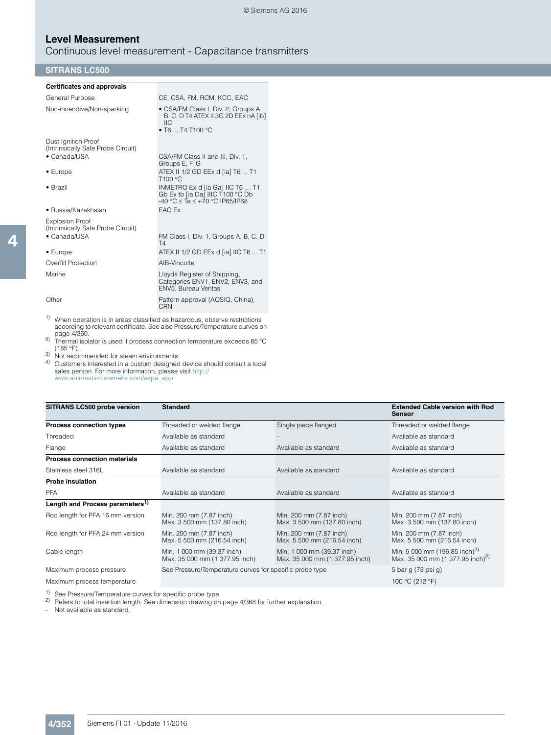# Level Measurement

Continuous level measurement - Capacitance transmitters

## SITRANS LC500

| Certificates and approvals | |
|---|---|
| General Purpose | CE, CSA, FM, RCM, KCC, EAC |
| Non-incendive/Non-sparking | • CSA/FM Class I, Div. 2, Groups A, B, C, D T4 ATEX II 3G 2D EEx nA [ib] IIC<br>• T6 ... T4 T100 °C |
| Dust Ignition Proof (Intrinsically Safe Probe Circuit) | |
| • Canada/USA | CSA/FM Class II and III, Div. 1, Groups E, F, G |
| • Europe | ATEX II 1/2 GD EEx d [ia] T6 ... T1 T100 °C |
| • Brazil | INMETRO Ex d [ia Ga] IIC T6 … T1 Gb Ex tb [ia Da] IIIC T100 °C Db -40 °C ≤ Ta ≤ +70 °C IP65/IP68 |
| • Russia/Kazakhstan | EAC Ex |
| Explosion Proof (Intrinsically Safe Probe Circuit) | |
| • Canada/USA | FM Class I, Div. 1, Groups A, B, C, D T4 |
| • Europe | ATEX II 1/2 GD EEx d [ia] IIC T6 ... T1 |
| Overfill Protection | AIB-Vincotte |
| Marine | Lloyds Register of Shipping, Categories ENV1, ENV2, ENV3, and ENV5, Bureau Veritas |
| Other | Pattern approval (AQSIQ, China), CRN |

1) When operation is in areas classified as hazardous, observe restrictions according to relevant certificate. See also Pressure/Temperature curves on page 4/360.
2) Thermal isolator is used if process connection temperature exceeds 85 °C (185 °F).
3) Not recommended for steam environments
4) Customers interested in a custom designed device should consult a local sales person. For more information, please visit http://www.automation.siemens.com/aspa_app.

| SITRANS LC500 probe version | Standard | | Extended Cable version with Rod Sensor |
|---|---|---|---|
| **Process connection types** | Threaded or welded flange | Single piece flanged | Threaded or welded flange |
| Threaded | Available as standard | – | Available as standard |
| Flange | Available as standard | Available as standard | Available as standard |
| **Process connection materials** | | | |
| Stainless steel 316L | Available as standard | Available as standard | Available as standard |
| **Probe insulation** | | | |
| PFA | Available as standard | Available as standard | Available as standard |
| **Length and Process parameters**[1] | | | |
| Rod length for PFA 16 mm version | Min. 200 mm (7.87 inch)<br>Max. 3 500 mm (137.80 inch) | Min. 200 mm (7.87 inch)<br>Max. 3 500 mm (137.80 inch) | Min. 200 mm (7.87 inch)<br>Max. 3 500 mm (137.80 inch) |
| Rod length for PFA 24 mm version | Min. 200 mm (7.87 inch)<br>Max. 5 500 mm (216.54 inch) | Min. 200 mm (7.87 inch)<br>Max. 5 500 mm (216.54 inch) | Min. 200 mm (7.87 inch)<br>Max. 5 500 mm (216.54 inch) |
| Cable length | Min. 1 000 mm (39.37 inch)<br>Max. 35 000 mm (1 377.95 inch) | Min. 1 000 mm (39.37 inch)<br>Max. 35 000 mm (1 377.95 inch) | Min. 5 000 mm (196.85 inch)[2]<br>Max. 35 000 mm (1 377.95 inch)[2] |
| Maximum process pressure | See Pressure/Temperature curves for specific probe type | | 5 bar g (73 psi g) |
| Maximum process temperature | | | 100 °C (212 °F) |

1) See Pressure/Temperature curves for specific probe type
2) Refers to total insertion length. See dimension drawing on page 4/368 for further explanation.
- Not available as standard.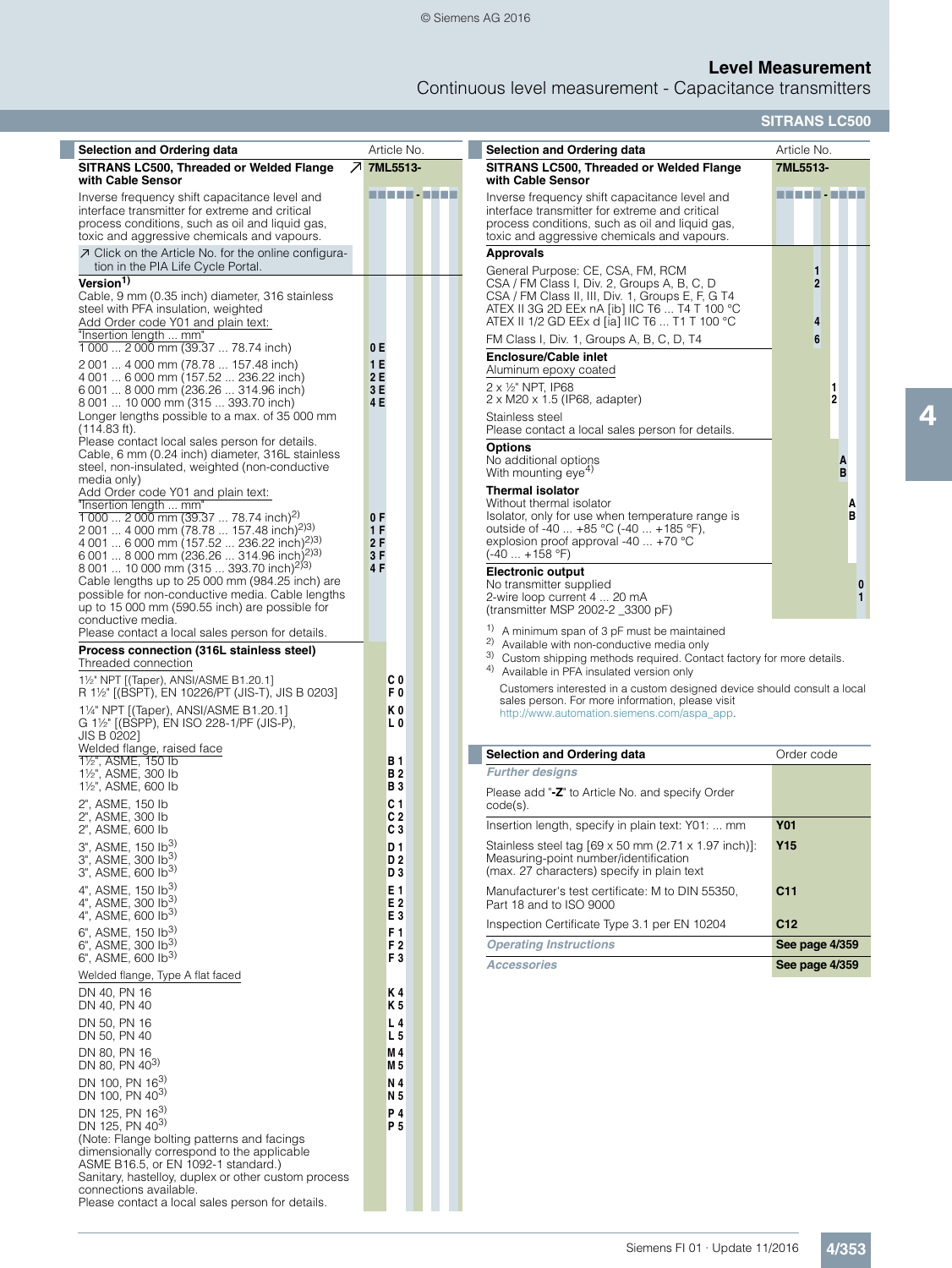## Level Measurement

Continuous level measurement - Capacitance transmitters

**SITRANS LC500**

| Selection and Ordering data | Article No. |
|---|---|
| **SITRANS LC500, Threaded or Welded Flange with Cable Sensor** ↗ | **7ML5513-** |
| Inverse frequency shift capacitance level and interface transmitter for extreme and critical process conditions, such as oil and liquid gas, toxic and aggressive chemicals and vapours. | ■■■■■ - ■■■■ |
| ↗ Click on the Article No. for the online configuration in the PIA Life Cycle Portal. | |
| **Version**[1] | |
| Cable, 9 mm (0.35 inch) diameter, 316 stainless steel with PFA insulation, weighted | |
| Add Order code Y01 and plain text: "Insertion length ... mm" | |
| 1 000 ... 2 000 mm (39.37 ... 78.74 inch) | 0 E |
| 2 001 ... 4 000 mm (78.78 ... 157.48 inch) | 1 E |
| 4 001 ... 6 000 mm (157.52 ... 236.22 inch) | 2 E |
| 6 001 ... 8 000 mm (236.26 ... 314.96 inch) | 3 E |
| 8 001 ... 10 000 mm (315 ... 393.70 inch) | 4 E |
| Longer lengths possible to a max. of 35 000 mm (114.83 ft). Please contact local sales person for details. | |
| Cable, 6 mm (0.24 inch) diameter, 316L stainless steel, non-insulated, weighted (non-conductive media only) | |
| Add Order code Y01 and plain text: "Insertion length ... mm" | |
| 1 000 ... 2 000 mm (39.37 ... 78.74 inch)[2] | 0 F |
| 2 001 ... 4 000 mm (78.78 ... 157.48 inch)[2)3)] | 1 F |
| 4 001 ... 6 000 mm (157.52 ... 236.22 inch)[2)3)] | 2 F |
| 6 001 ... 8 000 mm (236.26 ... 314.96 inch)[2)3)] | 3 F |
| 8 001 ... 10 000 mm (315 ... 393.70 inch)[2)3)] | 4 F |
| Cable lengths up to 25 000 mm (984.25 inch) are possible for non-conductive media. Cable lengths up to 15 000 mm (590.55 inch) are possible for conductive media. Please contact a local sales person for details. | |
| **Process connection (316L stainless steel)** | |
| Threaded connection | |
| 1½" NPT [(Taper), ANSI/ASME B1.20.1] | C 0 |
| R 1½" [(BSPT), EN 10226/PT (JIS-T), JIS B 0203] | F 0 |
| 1¼" NPT [(Taper), ANSI/ASME B1.20.1] | K 0 |
| G 1½" [(BSPP), EN ISO 228-1/PF (JIS-P), JIS B 0202] | L 0 |
| Welded flange, raised face | |
| 1½", ASME, 150 lb | B 1 |
| 1½", ASME, 300 lb | B 2 |
| 1½", ASME, 600 lb | B 3 |
| 2", ASME, 150 lb | C 1 |
| 2", ASME, 300 lb | C 2 |
| 2", ASME, 600 lb | C 3 |
| 3", ASME, 150 lb[3] | D 1 |
| 3", ASME, 300 lb[3] | D 2 |
| 3", ASME, 600 lb[3] | D 3 |
| 4", ASME, 150 lb[3] | E 1 |
| 4", ASME, 300 lb[3] | E 2 |
| 4", ASME, 600 lb[3] | E 3 |
| 6", ASME, 150 lb[3] | F 1 |
| 6", ASME, 300 lb[3] | F 2 |
| 6", ASME, 600 lb[3] | F 3 |
| Welded flange, Type A flat faced | |
| DN 40, PN 16 | K 4 |
| DN 40, PN 40 | K 5 |
| DN 50, PN 16 | L 4 |
| DN 50, PN 40 | L 5 |
| DN 80, PN 16 | M 4 |
| DN 80, PN 40[3] | M 5 |
| DN 100, PN 16[3] | N 4 |
| DN 100, PN 40[3] | N 5 |
| DN 125, PN 16[3] | P 4 |
| DN 125, PN 40[3] | P 5 |
| (Note: Flange bolting patterns and facings dimensionally correspond to the applicable ASME B16.5, or EN 1092-1 standard.) Sanitary, hastelloy, duplex or other custom process connections available. Please contact a local sales person for details. | |

| Selection and Ordering data | Article No. |
|---|---|
| **SITRANS LC500, Threaded or Welded Flange with Cable Sensor** | **7ML5513-** |
| Inverse frequency shift capacitance level and interface transmitter for extreme and critical process conditions, such as oil and liquid gas, toxic and aggressive chemicals and vapours. | ■■■■■ - ■■■■ |
| **Approvals** | |
| General Purpose: CE, CSA, FM, RCM | 1 |
| CSA / FM Class I, Div. 2, Groups A, B, C, D; CSA / FM Class II, III, Div. 1, Groups E, F, G T4; ATEX II 3G 2D EEx nA [ib] IIC T6 ... T4 T 100 °C | 2 |
| ATEX II 1/2 GD EEx d [ia] IIC T6 ... T1 T 100 °C | 4 |
| FM Class I, Div. 1, Groups A, B, C, D, T4 | 6 |
| **Enclosure/Cable inlet** | |
| Aluminum epoxy coated | |
| 2 x ½" NPT, IP68 | 1 |
| 2 x M20 x 1.5 (IP68, adapter) | 2 |
| Stainless steel; Please contact a local sales person for details. | |
| **Options** | |
| No additional options | A |
| With mounting eye[4] | B |
| **Thermal isolator** | |
| Without thermal isolator | A |
| Isolator, only for use when temperature range is outside of -40 ... +85 °C (-40 ... +185 °F), explosion proof approval -40 ... +70 °C (-40 ... +158 °F) | B |
| **Electronic output** | |
| No transmitter supplied | 0 |
| 2-wire loop current 4 ... 20 mA (transmitter MSP 2002-2 _3300 pF) | 1 |

1) A minimum span of 3 pF must be maintained
2) Available with non-conductive media only
3) Custom shipping methods required. Contact factory for more details.
4) Available in PFA insulated version only

Customers interested in a custom designed device should consult a local sales person. For more information, please visit http://www.automation.siemens.com/aspa_app.

| Selection and Ordering data | Order code |
|---|---|
| *Further designs* | |
| Please add "**-Z**" to Article No. and specify Order code(s). | |
| Insertion length, specify in plain text: Y01: ... mm | **Y01** |
| Stainless steel tag [69 x 50 mm (2.71 x 1.97 inch)]: Measuring-point number/identification (max. 27 characters) specify in plain text | **Y15** |
| Manufacturer's test certificate: M to DIN 55350, Part 18 and to ISO 9000 | **C11** |
| Inspection Certificate Type 3.1 per EN 10204 | **C12** |
| *Operating Instructions* | **See page 4/359** |
| *Accessories* | **See page 4/359** |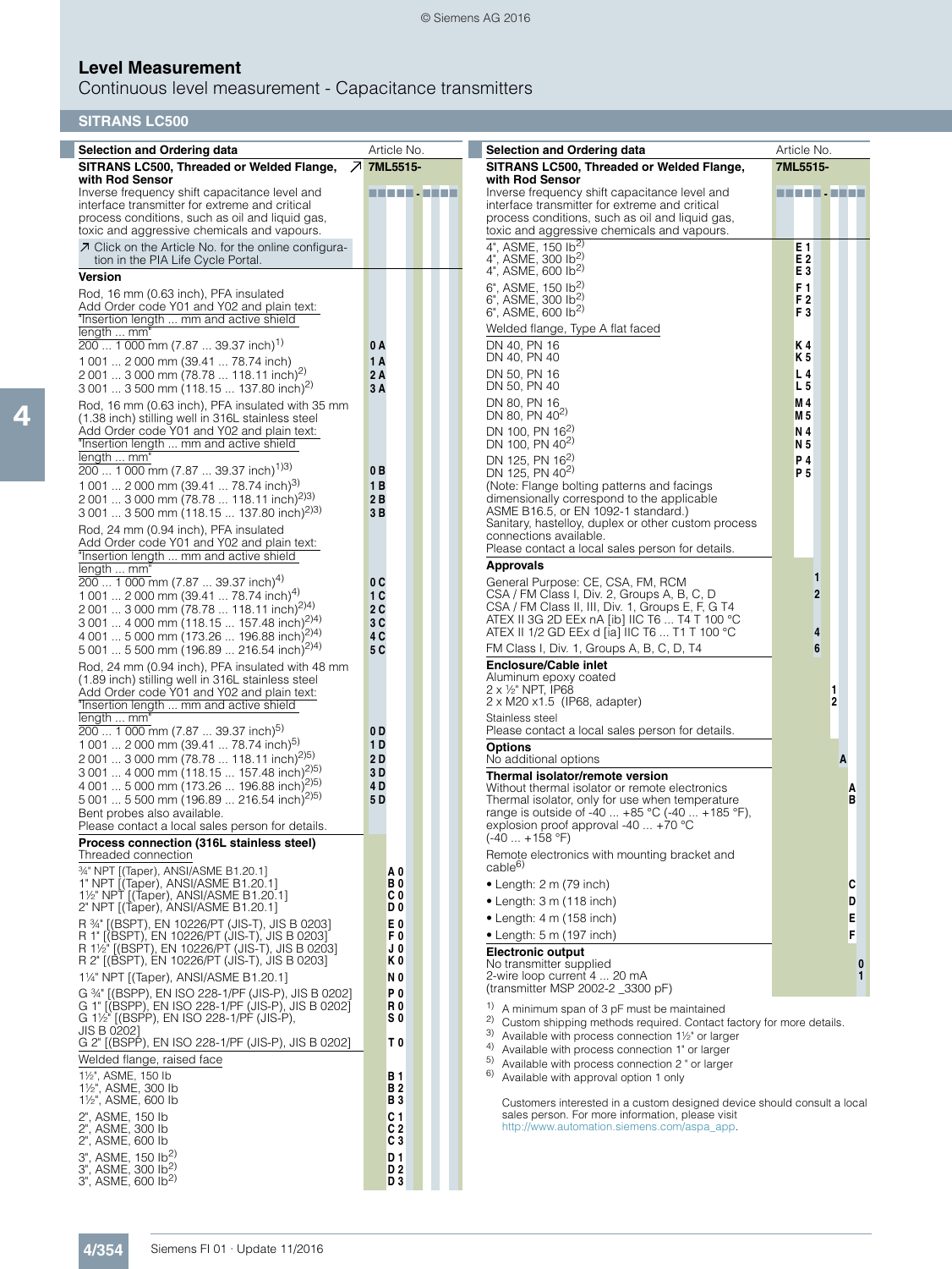# Level Measurement

Continuous level measurement - Capacitance transmitters

## SITRANS LC500

| Selection and Ordering data | Article No. |
|---|---|
| **SITRANS LC500, Threaded or Welded Flange, with Rod Sensor** | **7ML5515-** |
| Inverse frequency shift capacitance level and interface transmitter for extreme and critical process conditions, such as oil and liquid gas, toxic and aggressive chemicals and vapours. | ■■■■■ - ■■■■ |
| ↗ Click on the Article No. for the online configuration in the PIA Life Cycle Portal. | |
| **Version** | |
| Rod, 16 mm (0.63 inch), PFA insulated<br>Add Order code Y01 and Y02 and plain text: "Insertion length ... mm and active shield length ... mm" | |
| 200 ... 1 000 mm (7.87 ... 39.37 inch)[1] | 0 A |
| 1 001 ... 2 000 mm (39.41 ... 78.74 inch) | 1 A |
| 2 001 ... 3 000 mm (78.78 ... 118.11 inch)[2] | 2 A |
| 3 001 ... 3 500 mm (118.15 ... 137.80 inch)[2] | 3 A |
| Rod, 16 mm (0.63 inch), PFA insulated with 35 mm (1.38 inch) stilling well in 316L stainless steel<br>Add Order code Y01 and Y02 and plain text: "Insertion length ... mm and active shield length ... mm" | |
| 200 ... 1 000 mm (7.87 ... 39.37 inch)[1)3)] | 0 B |
| 1 001 ... 2 000 mm (39.41 ... 78.74 inch)[3] | 1 B |
| 2 001 ... 3 000 mm (78.78 ... 118.11 inch)[2)3)] | 2 B |
| 3 001 ... 3 500 mm (118.15 ... 137.80 inch)[2)3)] | 3 B |
| Rod, 24 mm (0.94 inch), PFA insulated<br>Add Order code Y01 and Y02 and plain text: "Insertion length ... mm and active shield length ... mm" | |
| 200 ... 1 000 mm (7.87 ... 39.37 inch)[4] | 0 C |
| 1 001 ... 2 000 mm (39.41 ... 78.74 inch)[4] | 1 C |
| 2 001 ... 3 000 mm (78.78 ... 118.11 inch)[2)4)] | 2 C |
| 3 001 ... 4 000 mm (118.15 ... 157.48 inch)[2)4)] | 3 C |
| 4 001 ... 5 000 mm (173.26 ... 196.88 inch)[2)4)] | 4 C |
| 5 001 ... 5 500 mm (196.89 ... 216.54 inch)[2)4)] | 5 C |
| Rod, 24 mm (0.94 inch), PFA insulated with 48 mm (1.89 inch) stilling well in 316L stainless steel<br>Add Order code Y01 and Y02 and plain text: "Insertion length ... mm and active shield length ... mm" | |
| 200 ... 1 000 mm (7.87 ... 39.37 inch)[5] | 0 D |
| 1 001 ... 2 000 mm (39.41 ... 78.74 inch)[5] | 1 D |
| 2 001 ... 3 000 mm (78.78 ... 118.11 inch)[2)5)] | 2 D |
| 3 001 ... 4 000 mm (118.15 ... 157.48 inch)[2)5)] | 3 D |
| 4 001 ... 5 000 mm (173.26 ... 196.88 inch)[2)5)] | 4 D |
| 5 001 ... 5 500 mm (196.89 ... 216.54 inch)[2)5)] | 5 D |
| Bent probes also available.<br>Please contact a local sales person for details. | |
| **Process connection (316L stainless steel)** | |
| Threaded connection | |
| ¾" NPT [(Taper), ANSI/ASME B1.20.1] | A 0 |
| 1" NPT [(Taper), ANSI/ASME B1.20.1] | B 0 |
| 1½" NPT [(Taper), ANSI/ASME B1.20.1] | C 0 |
| 2" NPT [(Taper), ANSI/ASME B1.20.1] | D 0 |
| R ¾" [(BSPT), EN 10226/PT (JIS-T), JIS B 0203] | E 0 |
| R 1" [(BSPT), EN 10226/PT (JIS-T), JIS B 0203] | F 0 |
| R 1½" [(BSPT), EN 10226/PT (JIS-T), JIS B 0203] | J 0 |
| R 2" [(BSPT), EN 10226/PT (JIS-T), JIS B 0203] | K 0 |
| 1¼" NPT [(Taper), ANSI/ASME B1.20.1] | N 0 |
| G ¾" [(BSPP), EN ISO 228-1/PF (JIS-P), JIS B 0202] | P 0 |
| G 1" [(BSPP), EN ISO 228-1/PF (JIS-P), JIS B 0202] | R 0 |
| G 1½" [(BSPP), EN ISO 228-1/PF (JIS-P), JIS B 0202] | S 0 |
| G 2" [(BSPP), EN ISO 228-1/PF (JIS-P), JIS B 0202] | T 0 |
| Welded flange, raised face | |
| 1½", ASME, 150 lb | B 1 |
| 1½", ASME, 300 lb | B 2 |
| 1½", ASME, 600 lb | B 3 |
| 2", ASME, 150 lb | C 1 |
| 2", ASME, 300 lb | C 2 |
| 2", ASME, 600 lb | C 3 |
| 3", ASME, 150 lb[2] | D 1 |
| 3", ASME, 300 lb[2] | D 2 |
| 3", ASME, 600 lb[2] | D 3 |
| 4", ASME, 150 lb[2] | E 1 |
| 4", ASME, 300 lb[2] | E 2 |
| 4", ASME, 600 lb[2] | E 3 |
| 6", ASME, 150 lb[2] | F 1 |
| 6", ASME, 300 lb[2] | F 2 |
| 6", ASME, 600 lb[2] | F 3 |
| Welded flange, Type A flat faced | |
| DN 40, PN 16 | K 4 |
| DN 40, PN 40 | K 5 |
| DN 50, PN 16 | L 4 |
| DN 50, PN 40 | L 5 |
| DN 80, PN 16 | M 4 |
| DN 80, PN 40[2] | M 5 |
| DN 100, PN 16[2] | N 4 |
| DN 100, PN 40[2] | N 5 |
| DN 125, PN 16[2] | P 4 |
| DN 125, PN 40[2] | P 5 |
| (Note: Flange bolting patterns and facings dimensionally correspond to the applicable ASME B16.5, or EN 1092-1 standard.)<br>Sanitary, hastelloy, duplex or other custom process connections available.<br>Please contact a local sales person for details. | |
| **Approvals** | |
| General Purpose: CE, CSA, FM, RCM | 1 |
| CSA / FM Class I, Div. 2, Groups A, B, C, D<br>CSA / FM Class II, III, Div. 1, Groups E, F, G T4<br>ATEX II 3G 2D EEx nA [ib] IIC T6 ... T4 T 100 °C | 2 |
| ATEX II 1/2 GD EEx d [ia] IIC T6 ... T1 T 100 °C | 4 |
| FM Class I, Div. 1, Groups A, B, C, D, T4 | 6 |
| **Enclosure/Cable inlet** | |
| Aluminum epoxy coated | |
| 2 x ½" NPT, IP68 | 1 |
| 2 x M20 x1.5 (IP68, adapter) | 2 |
| Stainless steel<br>Please contact a local sales person for details. | |
| **Options** | |
| No additional options | A |
| **Thermal isolator/remote version** | |
| Without thermal isolator or remote electronics | A |
| Thermal isolator, only for use when temperature range is outside of -40 ... +85 °C (-40 ... +185 °F), explosion proof approval -40 ... +70 °C (-40 ... +158 °F) | B |
| Remote electronics with mounting bracket and cable[6] | |
| • Length: 2 m (79 inch) | C |
| • Length: 3 m (118 inch) | D |
| • Length: 4 m (158 inch) | E |
| • Length: 5 m (197 inch) | F |
| **Electronic output** | |
| No transmitter supplied | 0 |
| 2-wire loop current 4 ... 20 mA (transmitter MSP 2002-2 _3300 pF) | 1 |

1) A minimum span of 3 pF must be maintained
2) Custom shipping methods required. Contact factory for more details.
3) Available with process connection 1½" or larger
4) Available with process connection 1" or larger
5) Available with process connection 2 " or larger
6) Available with approval option 1 only

Customers interested in a custom designed device should consult a local sales person. For more information, please visit http://www.automation.siemens.com/aspa_app.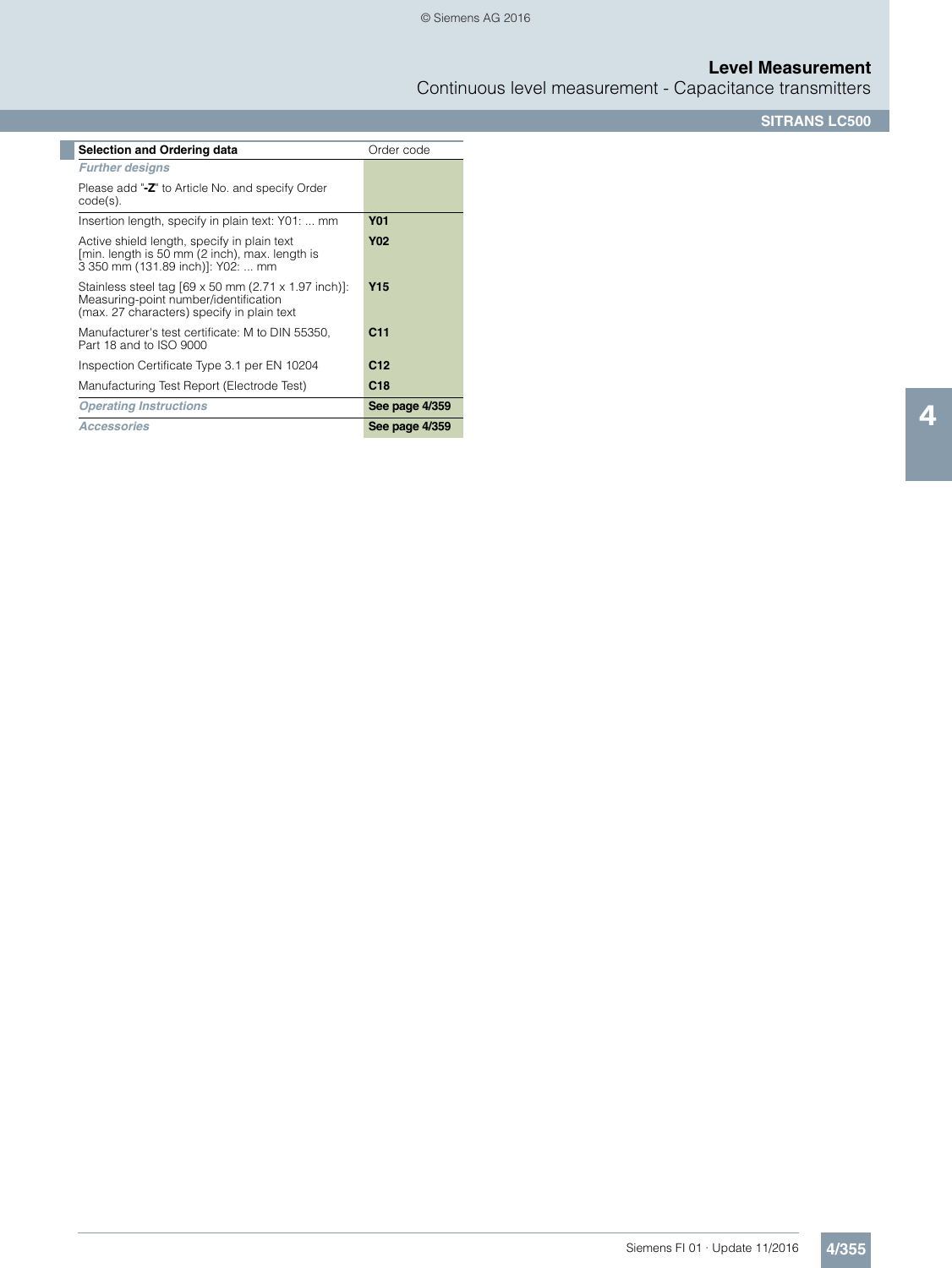| Selection and Ordering data | Order code |
|---|---|
| ***Further designs*** | |
| Please add "**-Z**" to Article No. and specify Order code(s). | |
| Insertion length, specify in plain text: Y01: ... mm | **Y01** |
| Active shield length, specify in plain text [min. length is 50 mm (2 inch), max. length is 3 350 mm (131.89 inch)]: Y02: ... mm | **Y02** |
| Stainless steel tag [69 x 50 mm (2.71 x 1.97 inch)]: Measuring-point number/identification (max. 27 characters) specify in plain text | **Y15** |
| Manufacturer's test certificate: M to DIN 55350, Part 18 and to ISO 9000 | **C11** |
| Inspection Certificate Type 3.1 per EN 10204 | **C12** |
| Manufacturing Test Report (Electrode Test) | **C18** |
| ***Operating Instructions*** | **See page 4/359** |
| ***Accessories*** | **See page 4/359** |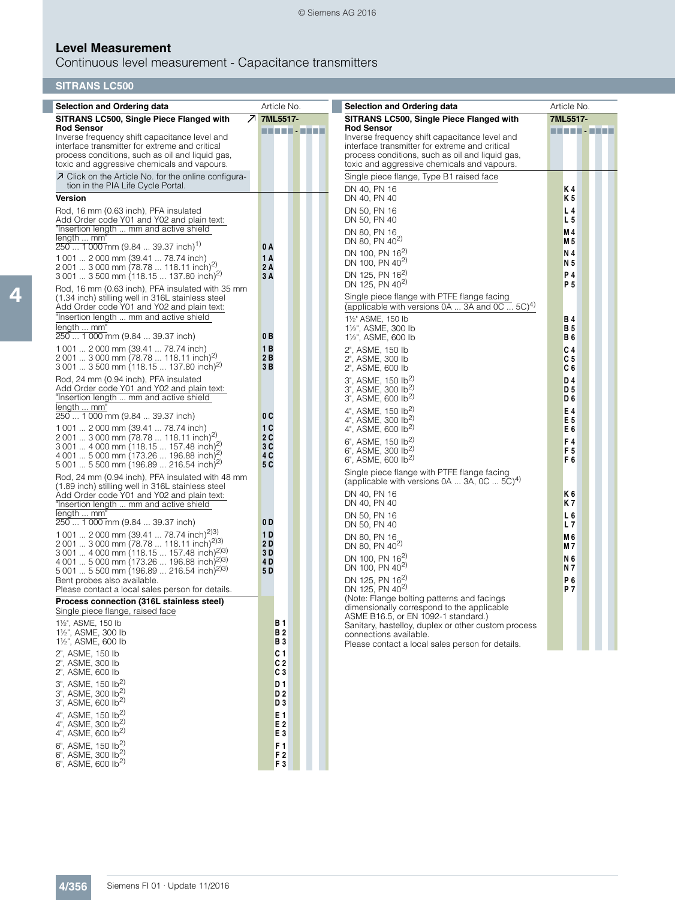# Level Measurement

## Continuous level measurement - Capacitance transmitters

### SITRANS LC500

| Selection and Ordering data | Article No. |
|---|---|
| **SITRANS LC500, Single Piece Flanged with Rod Sensor** ↗ | **7ML5517-** |
| Inverse frequency shift capacitance level and interface transmitter for extreme and critical process conditions, such as oil and liquid gas, toxic and aggressive chemicals and vapours. | ■■■■■ - ■■■■ |
| ↗ Click on the Article No. for the online configuration in the PIA Life Cycle Portal. | |
| **Version** | |
| Rod, 16 mm (0.63 inch), PFA insulated<br>Add Order code Y01 and Y02 and plain text: "Insertion length ... mm and active shield length ... mm" | |
| 250 ... 1 000 mm (9.84 ... 39.37 inch)[1] | 0 A |
| 1 001 ... 2 000 mm (39.41 ... 78.74 inch) | 1 A |
| 2 001 ... 3 000 mm (78.78 ... 118.11 inch)[2] | 2 A |
| 3 001 ... 3 500 mm (118.15 ... 137.80 inch)[2] | 3 A |
| Rod, 16 mm (0.63 inch), PFA insulated with 35 mm (1.34 inch) stilling well in 316L stainless steel<br>Add Order code Y01 and Y02 and plain text: "Insertion length ... mm and active shield length ... mm" | |
| 250 ... 1 000 mm (9.84 ... 39.37 inch) | 0 B |
| 1 001 ... 2 000 mm (39.41 ... 78.74 inch) | 1 B |
| 2 001 ... 3 000 mm (78.78 ... 118.11 inch)[2] | 2 B |
| 3 001 ... 3 500 mm (118.15 ... 137.80 inch)[2] | 3 B |
| Rod, 24 mm (0.94 inch), PFA insulated<br>Add Order code Y01 and Y02 and plain text: "Insertion length ... mm and active shield length ... mm" | |
| 250 ... 1 000 mm (9.84 ... 39.37 inch) | 0 C |
| 1 001 ... 2 000 mm (39.41 ... 78.74 inch) | 1 C |
| 2 001 ... 3 000 mm (78.78 ... 118.11 inch)[2] | 2 C |
| 3 001 ... 4 000 mm (118.15 ... 157.48 inch)[2] | 3 C |
| 4 001 ... 5 000 mm (173.26 ... 196.88 inch)[2] | 4 C |
| 5 001 ... 5 500 mm (196.89 ... 216.54 inch)[2] | 5 C |
| Rod, 24 mm (0.94 inch), PFA insulated with 48 mm (1.89 inch) stilling well in 316L stainless steel<br>Add Order code Y01 and Y02 and plain text: "Insertion length ... mm and active shield length ... mm" | |
| 250 ... 1 000 mm (9.84 ... 39.37 inch) | 0 D |
| 1 001 ... 2 000 mm (39.41 ... 78.74 inch)[2)3)] | 1 D |
| 2 001 ... 3 000 mm (78.78 ... 118.11 inch)[2)3)] | 2 D |
| 3 001 ... 4 000 mm (118.15 ... 157.48 inch)[2)3)] | 3 D |
| 4 001 ... 5 000 mm (173.26 ... 196.88 inch)[2)3)] | 4 D |
| 5 001 ... 5 500 mm (196.89 ... 216.54 inch)[2)3)] | 5 D |
| Bent probes also available.<br>Please contact a local sales person for details. | |
| **Process connection (316L stainless steel)** | |
| Single piece flange, raised face | |
| 1½", ASME, 150 lb | B 1 |
| 1½", ASME, 300 lb | B 2 |
| 1½", ASME, 600 lb | B 3 |
| 2", ASME, 150 lb | C 1 |
| 2", ASME, 300 lb | C 2 |
| 2", ASME, 600 lb | C 3 |
| 3", ASME, 150 lb[2] | D 1 |
| 3", ASME, 300 lb[2] | D 2 |
| 3", ASME, 600 lb[2] | D 3 |
| 4", ASME, 150 lb[2] | E 1 |
| 4", ASME, 300 lb[2] | E 2 |
| 4", ASME, 600 lb[2] | E 3 |
| 6", ASME, 150 lb[2] | F 1 |
| 6", ASME, 300 lb[2] | F 2 |
| 6", ASME, 600 lb[2] | F 3 |

| Selection and Ordering data | Article No. |
|---|---|
| **SITRANS LC500, Single Piece Flanged with Rod Sensor** | **7ML5517-** |
| Inverse frequency shift capacitance level and interface transmitter for extreme and critical process conditions, such as oil and liquid gas, toxic and aggressive chemicals and vapours. | ■■■■■ - ■■■■ |
| Single piece flange, Type B1 raised face | |
| DN 40, PN 16 | K 4 |
| DN 40, PN 40 | K 5 |
| DN 50, PN 16 | L 4 |
| DN 50, PN 40 | L 5 |
| DN 80, PN 16 | M 4 |
| DN 80, PN 40[2] | M 5 |
| DN 100, PN 16[2] | N 4 |
| DN 100, PN 40[2] | N 5 |
| DN 125, PN 16[2] | P 4 |
| DN 125, PN 40[2] | P 5 |
| Single piece flange with PTFE flange facing (applicable with versions 0A ... 3A and 0C ... 5C)[4] | |
| 1½" ASME, 150 lb | B 4 |
| 1½", ASME, 300 lb | B 5 |
| 1½", ASME, 600 lb | B 6 |
| 2", ASME, 150 lb | C 4 |
| 2", ASME, 300 lb | C 5 |
| 2", ASME, 600 lb | C 6 |
| 3", ASME, 150 lb[2] | D 4 |
| 3", ASME, 300 lb[2] | D 5 |
| 3", ASME, 600 lb[2] | D 6 |
| 4", ASME, 150 lb[2] | E 4 |
| 4", ASME, 300 lb[2] | E 5 |
| 4", ASME, 600 lb[2] | E 6 |
| 6", ASME, 150 lb[2] | F 4 |
| 6", ASME, 300 lb[2] | F 5 |
| 6", ASME, 600 lb[2] | F 6 |
| Single piece flange with PTFE flange facing (applicable with versions 0A ... 3A, 0C ... 5C)[4] | |
| DN 40, PN 16 | K 6 |
| DN 40, PN 40 | K 7 |
| DN 50, PN 16 | L 6 |
| DN 50, PN 40 | L 7 |
| DN 80, PN 16 | M 6 |
| DN 80, PN 40[2] | M 7 |
| DN 100, PN 16[2] | N 6 |
| DN 100, PN 40[2] | N 7 |
| DN 125, PN 16[2] | P 6 |
| DN 125, PN 40[2] | P 7 |
| (Note: Flange bolting patterns and facings dimensionally correspond to the applicable ASME B16.5, or EN 1092-1 standard.)<br>Sanitary, hastelloy, duplex or other custom process connections available.<br>Please contact a local sales person for details. | |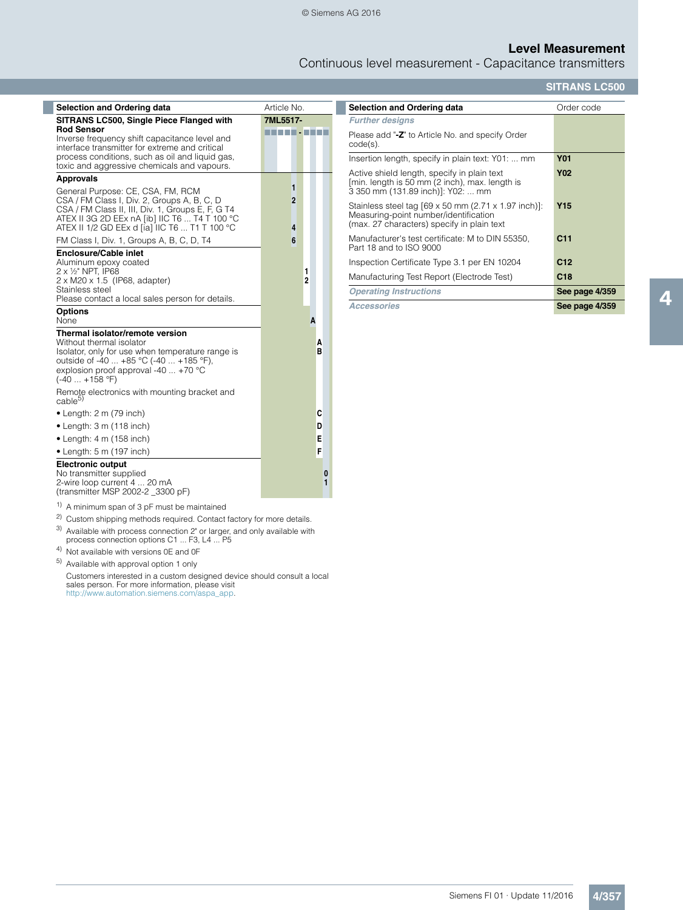# Level Measurement

Continuous level measurement - Capacitance transmitters

## SITRANS LC500

| Selection and Ordering data | Article No. |
|---|---|
| **SITRANS LC500, Single Piece Flanged with Rod Sensor**<br>Inverse frequency shift capacitance level and interface transmitter for extreme and critical process conditions, such as oil and liquid gas, toxic and aggressive chemicals and vapours. | **7ML5517-**<br>■■■■■ - ■■■■ |
| **Approvals** | |
| General Purpose: CE, CSA, FM, RCM | 1 |
| CSA / FM Class I, Div. 2, Groups A, B, C, D<br>CSA / FM Class II, III, Div. 1, Groups E, F, G T4 | 2 |
| ATEX II 3G 2D EEx nA [ib] IIC T6 ... T4 T 100 °C<br>ATEX II 1/2 GD EEx d [ia] IIC T6 ... T1 T 100 °C | 4 |
| FM Class I, Div. 1, Groups A, B, C, D, T4 | 6 |
| **Enclosure/Cable inlet** | |
| Aluminum epoxy coated | |
| 2 x ½" NPT, IP68 | 1 |
| 2 x M20 x 1.5 (IP68, adapter) | 2 |
| Stainless steel<br>Please contact a local sales person for details. | |
| **Options** | |
| None | A |
| **Thermal isolator/remote version** | |
| Without thermal isolator | A |
| Isolator, only for use when temperature range is outside of -40 ... +85 °C (-40 ... +185 °F), explosion proof approval -40 ... +70 °C (-40 ... +158 °F) | B |
| Remote electronics with mounting bracket and cable[5] | |
| • Length: 2 m (79 inch) | C |
| • Length: 3 m (118 inch) | D |
| • Length: 4 m (158 inch) | E |
| • Length: 5 m (197 inch) | F |
| **Electronic output** | |
| No transmitter supplied | 0 |
| 2-wire loop current 4 ... 20 mA (transmitter MSP 2002-2 _3300 pF) | 1 |

[1] A minimum span of 3 pF must be maintained

[2] Custom shipping methods required. Contact factory for more details.

[3] Available with process connection 2" or larger, and only available with process connection options C1 ... F3, L4 ... P5

[4] Not available with versions 0E and 0F

[5] Available with approval option 1 only

Customers interested in a custom designed device should consult a local sales person. For more information, please visit http://www.automation.siemens.com/aspa_app.

| Selection and Ordering data | Order code |
|---|---|
| ***Further designs*** | |
| Please add "**-Z**" to Article No. and specify Order code(s). | |
| Insertion length, specify in plain text: Y01: ... mm | **Y01** |
| Active shield length, specify in plain text [min. length is 50 mm (2 inch), max. length is 3 350 mm (131.89 inch)]: Y02: ... mm | **Y02** |
| Stainless steel tag [69 x 50 mm (2.71 x 1.97 inch)]: Measuring-point number/identification (max. 27 characters) specify in plain text | **Y15** |
| Manufacturer's test certificate: M to DIN 55350, Part 18 and to ISO 9000 | **C11** |
| Inspection Certificate Type 3.1 per EN 10204 | **C12** |
| Manufacturing Test Report (Electrode Test) | **C18** |
| ***Operating Instructions*** | **See page 4/359** |
| ***Accessories*** | **See page 4/359** |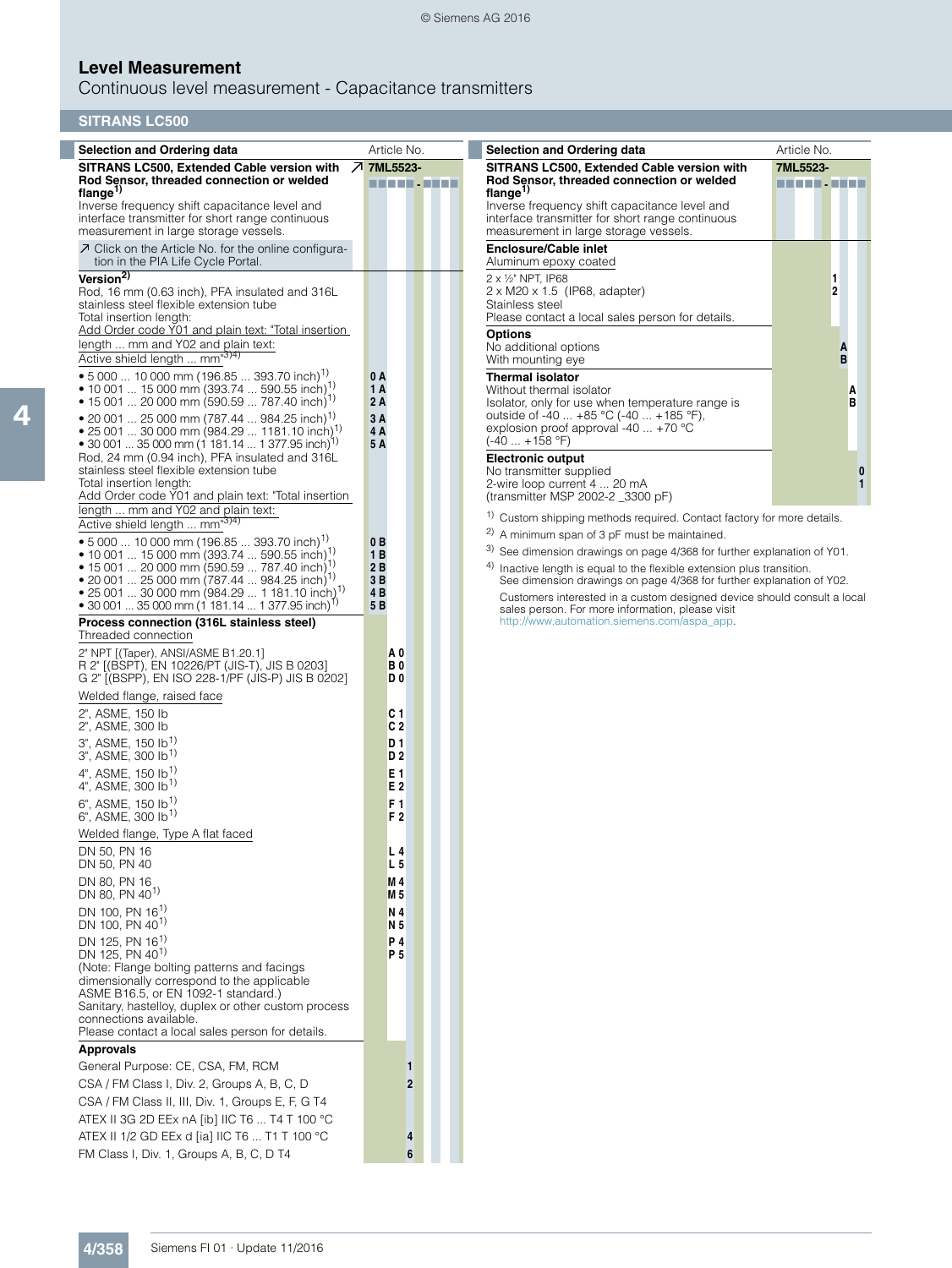# Level Measurement

## Continuous level measurement - Capacitance transmitters

### SITRANS LC500

| Selection and Ordering data | Article No. |
|---|---|
| **SITRANS LC500, Extended Cable version with Rod Sensor, threaded connection or welded flange**[1] Inverse frequency shift capacitance level and interface transmitter for short range continuous measurement in large storage vessels. | ↗ **7ML5523-** ■■■■■ - ■■■■ |
| ↗ Click on the Article No. for the online configuration in the PIA Life Cycle Portal. | |
| **Version**[2] | |
| Rod, 16 mm (0.63 inch), PFA insulated and 316L stainless steel flexible extension tube | |
| Total insertion length: | |
| Add Order code Y01 and plain text: "Total insertion length ... mm and Y02 and plain text: Active shield length ... mm"[3)4)] | |
| • 5 000 ... 10 000 mm (196.85 ... 393.70 inch)[1] | **0 A** |
| • 10 001 ... 15 000 mm (393.74 ... 590.55 inch)[1] | **1 A** |
| • 15 001 ... 20 000 mm (590.59 ... 787.40 inch)[1] | **2 A** |
| • 20 001 ... 25 000 mm (787.44 ... 984.25 inch)[1] | **3 A** |
| • 25 001 ... 30 000 mm (984.29 ... 1181.10 inch)[1] | **4 A** |
| • 30 001 ... 35 000 mm (1 181.14 ... 1 377.95 inch)[1] | **5 A** |
| Rod, 24 mm (0.94 inch), PFA insulated and 316L stainless steel flexible extension tube | |
| Total insertion length: | |
| Add Order code Y01 and plain text: "Total insertion length ... mm and Y02 and plain text: Active shield length ... mm"[3)4)] | |
| • 5 000 ... 10 000 mm (196.85 ... 393.70 inch)[1] | **0 B** |
| • 10 001 ... 15 000 mm (393.74 ... 590.55 inch)[1] | **1 B** |
| • 15 001 ... 20 000 mm (590.59 ... 787.40 inch)[1] | **2 B** |
| • 20 001 ... 25 000 mm (787.44 ... 984.25 inch)[1] | **3 B** |
| • 25 001 ... 30 000 mm (984.29 ... 1 181.10 inch)[1] | **4 B** |
| • 30 001 ... 35 000 mm (1 181.14 ... 1 377.95 inch)[1] | **5 B** |
| **Process connection (316L stainless steel)** | |
| Threaded connection | |
| 2" NPT [(Taper), ANSI/ASME B1.20.1] | **A 0** |
| R 2" [(BSPT), EN 10226/PT (JIS-T), JIS B 0203] | **B 0** |
| G 2" [(BSPP), EN ISO 228-1/PF (JIS-P) JIS B 0202] | **D 0** |
| Welded flange, raised face | |
| 2", ASME, 150 lb | **C 1** |
| 2", ASME, 300 lb | **C 2** |
| 3", ASME, 150 lb[1] | **D 1** |
| 3", ASME, 300 lb[1] | **D 2** |
| 4", ASME, 150 lb[1] | **E 1** |
| 4", ASME, 300 lb[1] | **E 2** |
| 6", ASME, 150 lb[1] | **F 1** |
| 6", ASME, 300 lb[1] | **F 2** |
| Welded flange, Type A flat faced | |
| DN 50, PN 16 | **L 4** |
| DN 50, PN 40 | **L 5** |
| DN 80, PN 16 | **M 4** |
| DN 80, PN 40[1] | **M 5** |
| DN 100, PN 16[1] | **N 4** |
| DN 100, PN 40[1] | **N 5** |
| DN 125, PN 16[1] | **P 4** |
| DN 125, PN 40[1] | **P 5** |
| (Note: Flange bolting patterns and facings dimensionally correspond to the applicable ASME B16.5, or EN 1092-1 standard.) Sanitary, hastelloy, duplex or other custom process connections available. Please contact a local sales person for details. | |
| **Approvals** | |
| General Purpose: CE, CSA, FM, RCM | **1** |
| CSA / FM Class I, Div. 2, Groups A, B, C, D | **2** |
| CSA / FM Class II, III, Div. 1, Groups E, F, G T4 | |
| ATEX II 3G 2D EEx nA [ib] IIC T6 ... T4 T 100 °C | |
| ATEX II 1/2 GD EEx d [ia] IIC T6 ... T1 T 100 °C | **4** |
| FM Class I, Div. 1, Groups A, B, C, D T4 | **6** |

| Selection and Ordering data | Article No. |
|---|---|
| **SITRANS LC500, Extended Cable version with Rod Sensor, threaded connection or welded flange**[1] Inverse frequency shift capacitance level and interface transmitter for short range continuous measurement in large storage vessels. | **7ML5523-** ■■■■■ - ■■■■ |
| **Enclosure/Cable inlet** | |
| Aluminum epoxy coated | |
| 2 x ½" NPT, IP68 | **1** |
| 2 x M20 x 1.5 (IP68, adapter) | **2** |
| Stainless steel | |
| Please contact a local sales person for details. | |
| **Options** | |
| No additional options | **A** |
| With mounting eye | **B** |
| **Thermal isolator** | |
| Without thermal isolator | **A** |
| Isolator, only for use when temperature range is outside of -40 ... +85 °C (-40 ... +185 °F), explosion proof approval -40 ... +70 °C (-40 ... +158 °F) | **B** |
| **Electronic output** | |
| No transmitter supplied | **0** |
| 2-wire loop current 4 ... 20 mA (transmitter MSP 2002-2 _3300 pF) | **1** |

1) Custom shipping methods required. Contact factory for more details.

2) A minimum span of 3 pF must be maintained.

3) See dimension drawings on page 4/368 for further explanation of Y01.

4) Inactive length is equal to the flexible extension plus transition. See dimension drawings on page 4/368 for further explanation of Y02.

Customers interested in a custom designed device should consult a local sales person. For more information, please visit http://www.automation.siemens.com/aspa_app.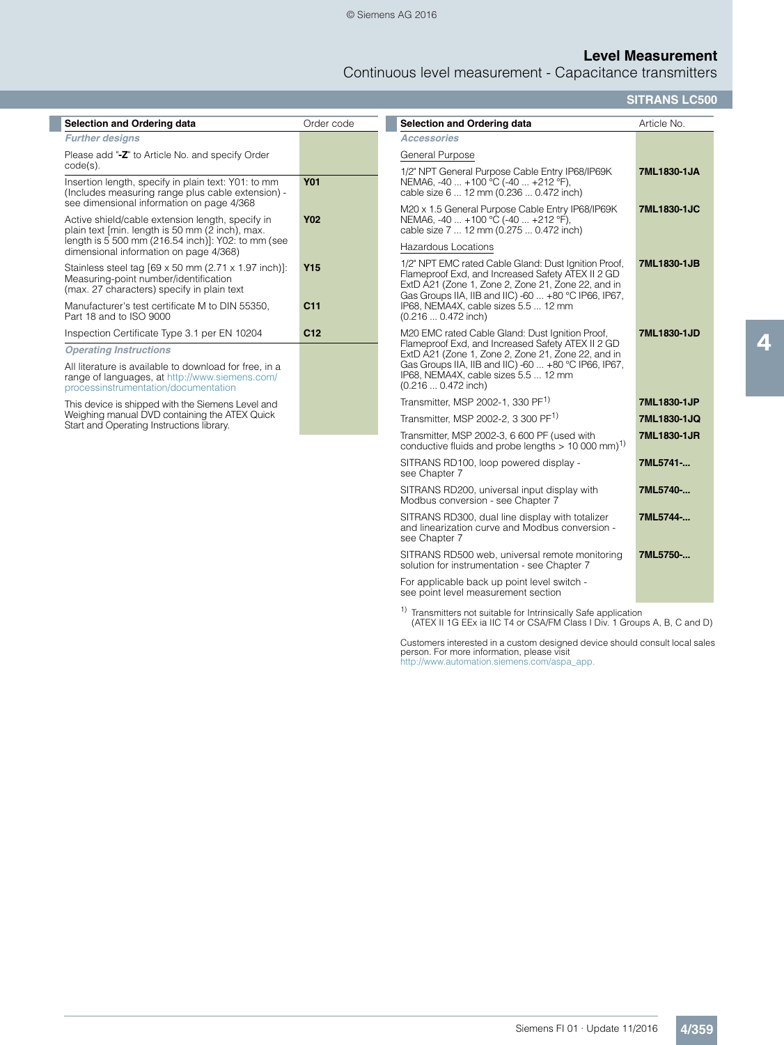# Level Measurement

## Continuous level measurement - Capacitance transmitters

### SITRANS LC500

| Selection and Ordering data | Order code |
|---|---|
| ***Further designs*** | |
| Please add "**-Z**" to Article No. and specify Order code(s). | |
| Insertion length, specify in plain text: Y01: to mm (Includes measuring range plus cable extension) - see dimensional information on page 4/368 | **Y01** |
| Active shield/cable extension length, specify in plain text [min. length is 50 mm (2 inch), max. length is 5 500 mm (216.54 inch)]: Y02: to mm (see dimensional information on page 4/368) | **Y02** |
| Stainless steel tag [69 x 50 mm (2.71 x 1.97 inch)]: Measuring-point number/identification (max. 27 characters) specify in plain text | **Y15** |
| Manufacturer's test certificate M to DIN 55350, Part 18 and to ISO 9000 | **C11** |
| Inspection Certificate Type 3.1 per EN 10204 | **C12** |
| ***Operating Instructions*** | |
| All literature is available to download for free, in a range of languages, at http://www.siemens.com/processinstrumentation/documentation | |
| This device is shipped with the Siemens Level and Weighing manual DVD containing the ATEX Quick Start and Operating Instructions library. | |

| Selection and Ordering data | Article No. |
|---|---|
| ***Accessories*** | |
| General Purpose | |
| 1/2" NPT General Purpose Cable Entry IP68/IP69K NEMA6, -40 ... +100 °C (-40 ... +212 °F), cable size 6 ... 12 mm (0.236 ... 0.472 inch) | **7ML1830-1JA** |
| M20 x 1.5 General Purpose Cable Entry IP68/IP69K NEMA6, -40 ... +100 °C (-40 ... +212 °F), cable size 7 ... 12 mm (0.275 ... 0.472 inch) | **7ML1830-1JC** |
| Hazardous Locations | |
| 1/2" NPT EMC rated Cable Gland: Dust Ignition Proof, Flameproof Exd, and Increased Safety ATEX II 2 GD ExtD A21 (Zone 1, Zone 2, Zone 21, Zone 22, and in Gas Groups IIA, IIB and IIC) -60 ... +80 °C IP66, IP67, IP68, NEMA4X, cable sizes 5.5 ... 12 mm (0.216 ... 0.472 inch) | **7ML1830-1JB** |
| M20 EMC rated Cable Gland: Dust Ignition Proof, Flameproof Exd, and Increased Safety ATEX II 2 GD ExtD A21 (Zone 1, Zone 2, Zone 21, Zone 22, and in Gas Groups IIA, IIB and IIC) -60 ... +80 °C IP66, IP67, IP68, NEMA4X, cable sizes 5.5 ... 12 mm (0.216 ... 0.472 inch) | **7ML1830-1JD** |
| Transmitter, MSP 2002-1, 330 PF[1] | **7ML1830-1JP** |
| Transmitter, MSP 2002-2, 3 300 PF[1] | **7ML1830-1JQ** |
| Transmitter, MSP 2002-3, 6 600 PF (used with conductive fluids and probe lengths > 10 000 mm)[1] | **7ML1830-1JR** |
| SITRANS RD100, loop powered display - see Chapter 7 | **7ML5741-...** |
| SITRANS RD200, universal input display with Modbus conversion - see Chapter 7 | **7ML5740-...** |
| SITRANS RD300, dual line display with totalizer and linearization curve and Modbus conversion - see Chapter 7 | **7ML5744-...** |
| SITRANS RD500 web, universal remote monitoring solution for instrumentation - see Chapter 7 | **7ML5750-...** |
| For applicable back up point level switch - see point level measurement section | |

[1] Transmitters not suitable for Intrinsically Safe application (ATEX II 1G EEx ia IIC T4 or CSA/FM Class I Div. 1 Groups A, B, C and D)

Customers interested in a custom designed device should consult local sales person. For more information, please visit http://www.automation.siemens.com/aspa_app.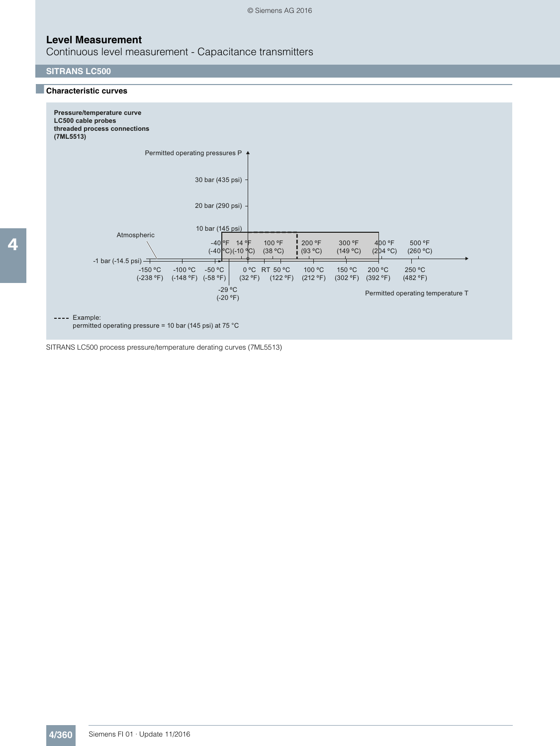# Level Measurement

Continuous level measurement - Capacitance transmitters

## SITRANS LC500

### Characteristic curves

**Pressure/temperature curve**
**LC500 cable probes**
**threaded process connections**
**(7ML5513)**

Permitted operating pressures P

30 bar (435 psi)

20 bar (290 psi)

10 bar (145 psi)

Atmospheric

-1 bar (-14.5 psi)

-40 °F (-40 °C) | 14 °F (-10 °C) | 100 °F (38 °C) | 200 °F (93 °C) | 300 °F (149 °C) | 400 °F (204 °C) | 500 °F (260 °C)

-150 °C (-238 °F) | -100 °C (-148 °F) | -50 °C (-58 °F) | 0 °C (32 °F) | RT | 50 °C (122 °F) | 100 °C (212 °F) | 150 °C (302 °F) | 200 °C (392 °F) | 250 °C (482 °F)

-29 °C (-20 °F)

Permitted operating temperature T

---- Example:
permitted operating pressure = 10 bar (145 psi) at 75 °C

SITRANS LC500 process pressure/temperature derating curves (7ML5513)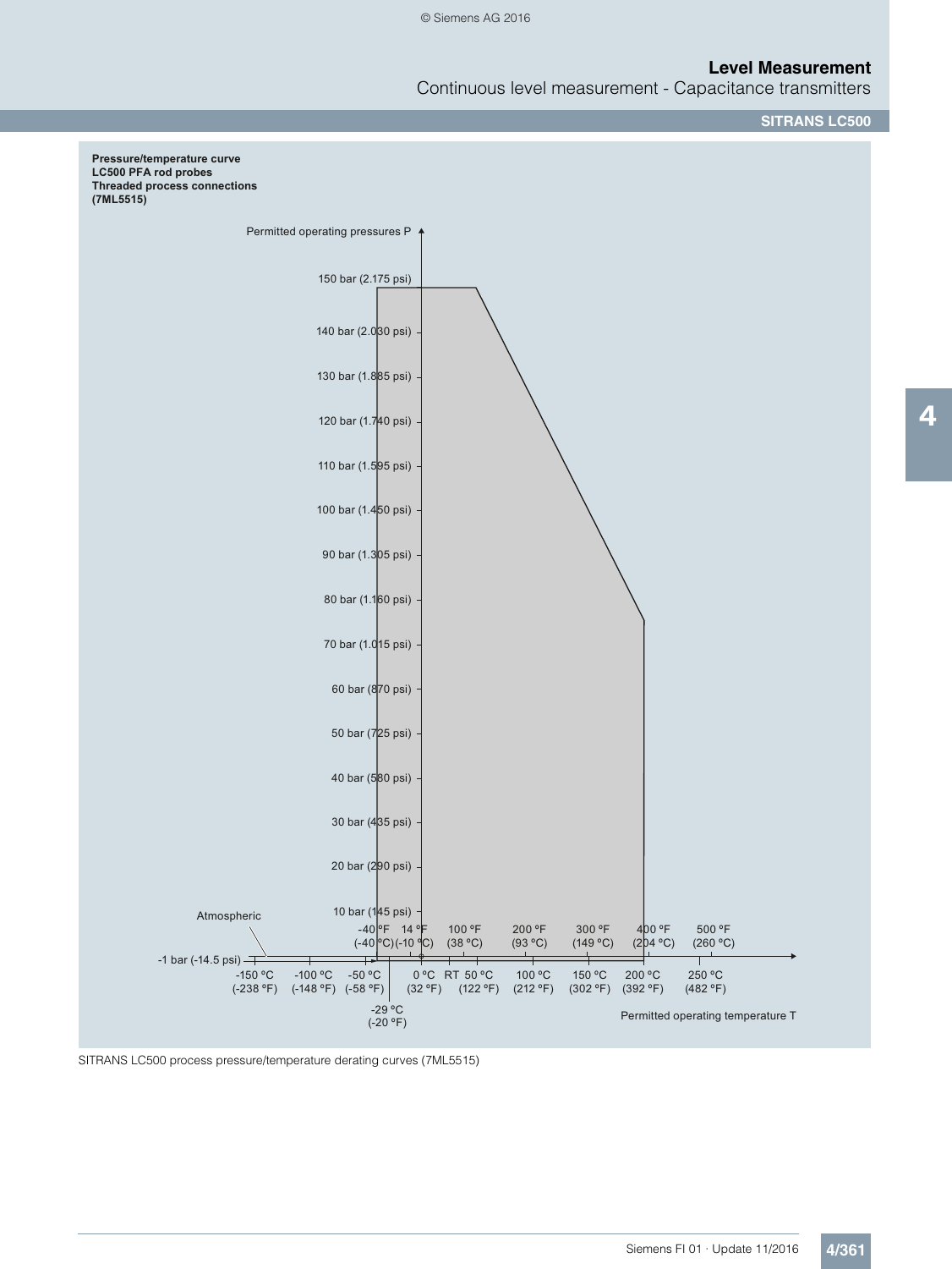**Pressure/temperature curve**
**LC500 PFA rod probes**
**Threaded process connections**
**(7ML5515)**

Permitted operating pressures P

150 bar (2.175 psi)
140 bar (2.030 psi)
130 bar (1.885 psi)
120 bar (1.740 psi)
110 bar (1.595 psi)
100 bar (1.450 psi)
90 bar (1.305 psi)
80 bar (1.160 psi)
70 bar (1.015 psi)
60 bar (870 psi)
50 bar (725 psi)
40 bar (580 psi)
30 bar (435 psi)
20 bar (290 psi)
10 bar (145 psi)
-1 bar (-14.5 psi)

Atmospheric

-40 °F (-40 °C) | 14 °F (-10 °C) | 100 °F (38 °C) | 200 °F (93 °C) | 300 °F (149 °C) | 400 °F (204 °C) | 500 °F (260 °C)

-150 °C (-238 °F) | -100 °C (-148 °F) | -50 °C (-58 °F) | -29 °C (-20 °F) | 0 °C (32 °F) | RT | 50 °C (122 °F) | 100 °C (212 °F) | 150 °C (302 °F) | 200 °C (392 °F) | 250 °C (482 °F)

Permitted operating temperature T

SITRANS LC500 process pressure/temperature derating curves (7ML5515)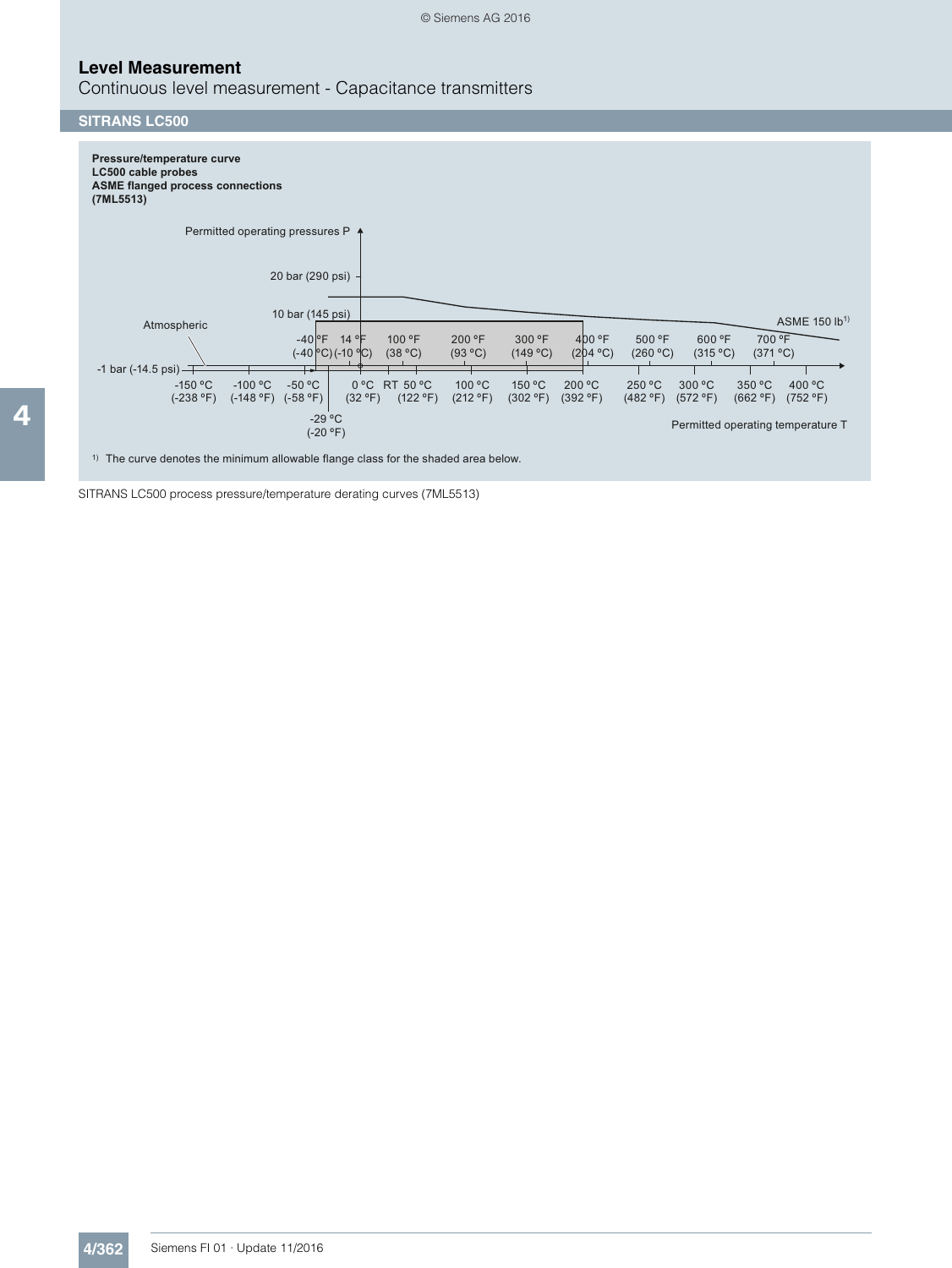# Level Measurement

Continuous level measurement - Capacitance transmitters

## SITRANS LC500

**Pressure/temperature curve**
**LC500 cable probes**
**ASME flanged process connections**
**(7ML5513)**

Permitted operating pressures P

20 bar (290 psi)

10 bar (145 psi)

Atmospheric

-1 bar (-14.5 psi)

ASME 150 lb[1)]

-40 °F (-40 °C), 14 °F (-10 °C), 100 °F (38 °C), 200 °F (93 °C), 300 °F (149 °C), 400 °F (204 °C), 500 °F (260 °C), 600 °F (315 °C), 700 °F (371 °C)

-150 °C (-238 °F), -100 °C (-148 °F), -50 °C (-58 °F), 0 °C (32 °F), RT, 50 °C (122 °F), 100 °C (212 °F), 150 °C (302 °F), 200 °C (392 °F), 250 °C (482 °F), 300 °C (572 °F), 350 °C (662 °F), 400 °C (752 °F)

-29 °C (-20 °F)

Permitted operating temperature T

[1)] The curve denotes the minimum allowable flange class for the shaded area below.

SITRANS LC500 process pressure/temperature derating curves (7ML5513)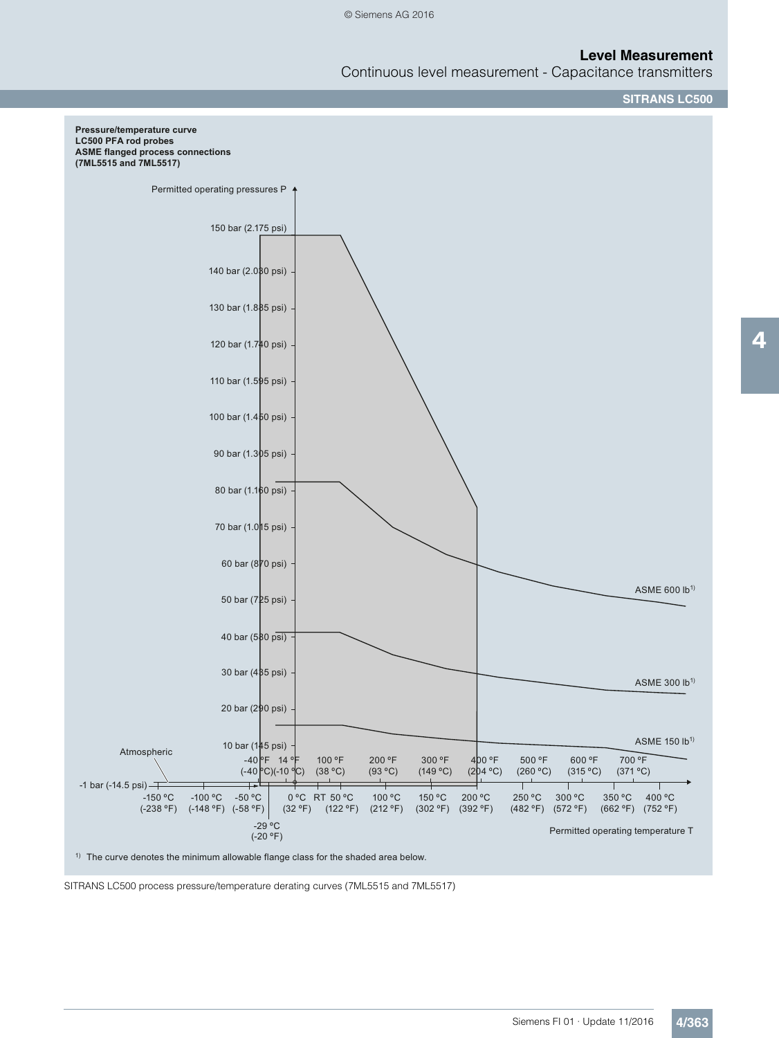**Pressure/temperature curve**
**LC500 PFA rod probes**
**ASME flanged process connections**
**(7ML5515 and 7ML5517)**

Permitted operating pressures P

150 bar (2.175 psi)
140 bar (2.030 psi)
130 bar (1.885 psi)
120 bar (1.740 psi)
110 bar (1.595 psi)
100 bar (1.450 psi)
90 bar (1.305 psi)
80 bar (1.160 psi)
70 bar (1.015 psi)
60 bar (870 psi)
50 bar (725 psi)
40 bar (580 psi)
30 bar (435 psi)
20 bar (290 psi)
10 bar (145 psi)
-1 bar (-14.5 psi)

Atmospheric

ASME 600 lb[1)]
ASME 300 lb[1)]
ASME 150 lb[1)]

-40 °F (-40 °C), 14 °F (-10 °C), 100 °F (38 °C), 200 °F (93 °C), 300 °F (149 °C), 400 °F (204 °C), 500 °F (260 °C), 600 °F (315 °C), 700 °F (371 °C)

-150 °C (-238 °F), -100 °C (-148 °F), -50 °C (-58 °F), 0 °C (32 °F), RT, 50 °C (122 °F), 100 °C (212 °F), 150 °C (302 °F), 200 °C (392 °F), 250 °C (482 °F), 300 °C (572 °F), 350 °C (662 °F), 400 °C (752 °F)

-29 °C (-20 °F)

Permitted operating temperature T

[1)] The curve denotes the minimum allowable flange class for the shaded area below.

SITRANS LC500 process pressure/temperature derating curves (7ML5515 and 7ML5517)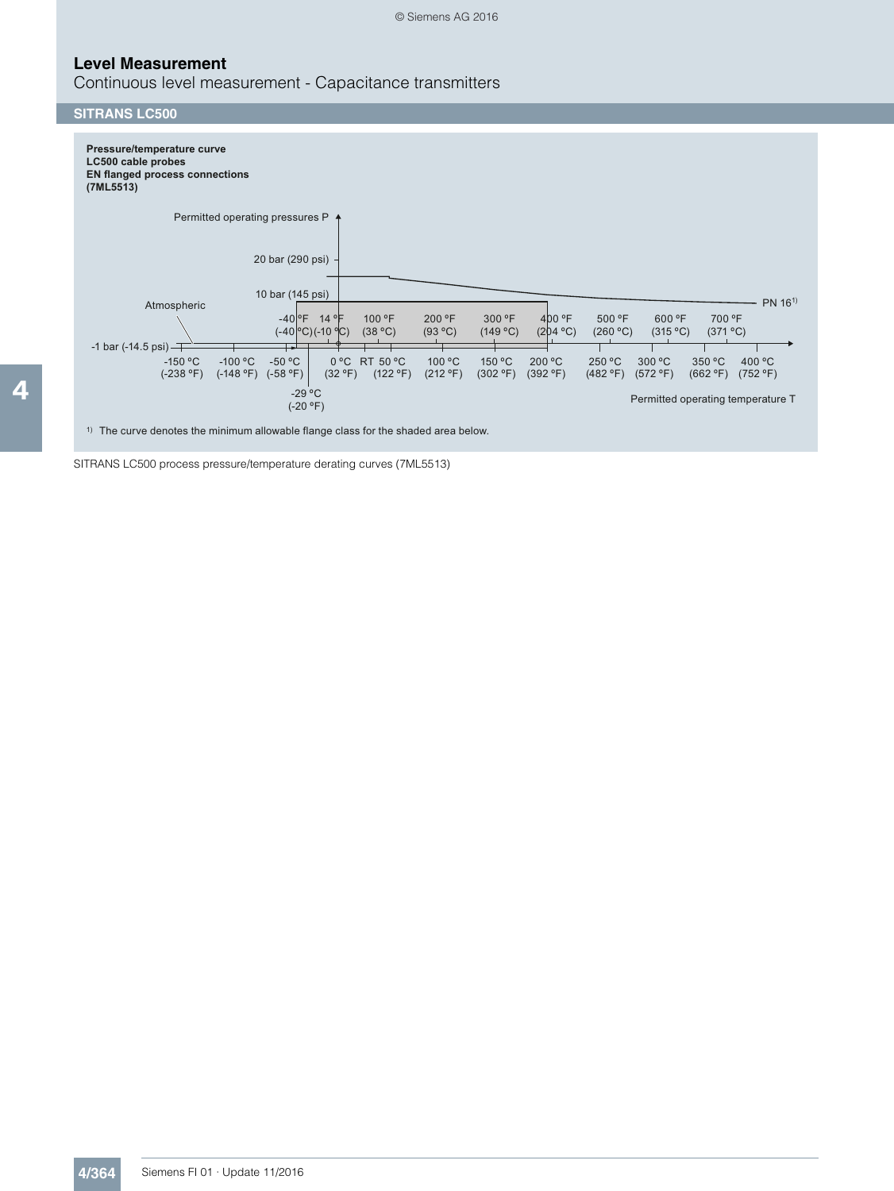# Level Measurement

Continuous level measurement - Capacitance transmitters

## SITRANS LC500

**Pressure/temperature curve**
**LC500 cable probes**
**EN flanged process connections**
**(7ML5513)**

Permitted operating pressures P

20 bar (290 psi)

10 bar (145 psi)

Atmospheric

-1 bar (-14.5 psi)

PN 16[1]

-40 °F (-40 °C) | 14 °F (-10 °C) | 100 °F (38 °C) | 200 °F (93 °C) | 300 °F (149 °C) | 400 °F (204 °C) | 500 °F (260 °C) | 600 °F (315 °C) | 700 °F (371 °C)

-150 °C (-238 °F) | -100 °C (-148 °F) | -50 °C (-58 °F) | 0 °C (32 °F) | RT | 50 °C (122 °F) | 100 °C (212 °F) | 150 °C (302 °F) | 200 °C (392 °F) | 250 °C (482 °F) | 300 °C (572 °F) | 350 °C (662 °F) | 400 °C (752 °F)

-29 °C (-20 °F)

Permitted operating temperature T

[1] The curve denotes the minimum allowable flange class for the shaded area below.

SITRANS LC500 process pressure/temperature derating curves (7ML5513)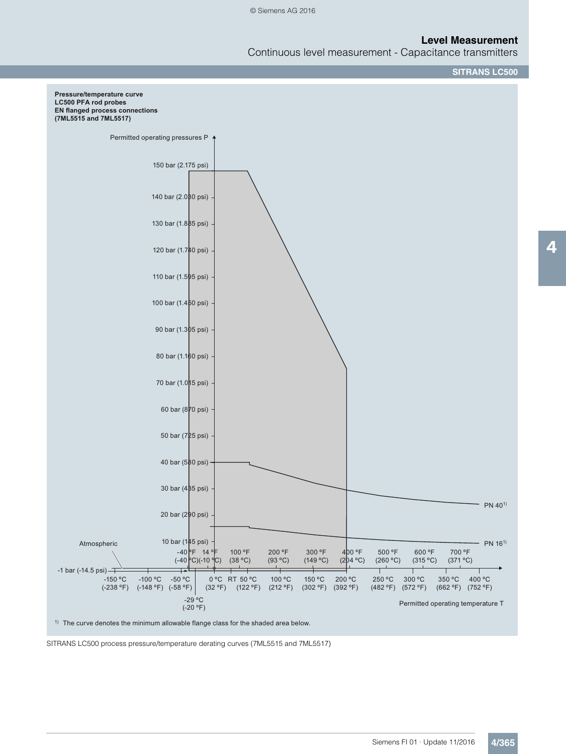**Pressure/temperature curve**
**LC500 PFA rod probes**
**EN flanged process connections**
**(7ML5515 and 7ML5517)**

Permitted operating pressures P

150 bar (2.175 psi)
140 bar (2.030 psi)
130 bar (1.885 psi)
120 bar (1.740 psi)
110 bar (1.595 psi)
100 bar (1.450 psi)
90 bar (1.305 psi)
80 bar (1.160 psi)
70 bar (1.015 psi)
60 bar (870 psi)
50 bar (725 psi)
40 bar (580 psi)
30 bar (435 psi)
20 bar (290 psi)
10 bar (145 psi)
Atmospheric
-1 bar (-14.5 psi)

-40 °F (-40 °C) | 14 °F (-10 °C) | 100 °F (38 °C) | 200 °F (93 °C) | 300 °F (149 °C) | 400 °F (204 °C) | 500 °F (260 °C) | 600 °F (315 °C) | 700 °F (371 °C)

-150 °C (-238 °F) | -100 °C (-148 °F) | -50 °C (-58 °F) | -29 °C (-20 °F) | 0 °C (32 °F) | RT | 50 °C (122 °F) | 100 °C (212 °F) | 150 °C (302 °F) | 200 °C (392 °F) | 250 °C (482 °F) | 300 °C (572 °F) | 350 °C (662 °F) | 400 °C (752 °F)

PN 40[1)]
PN 16[1)]

Permitted operating temperature T

[1)] The curve denotes the minimum allowable flange class for the shaded area below.

SITRANS LC500 process pressure/temperature derating curves (7ML5515 and 7ML5517)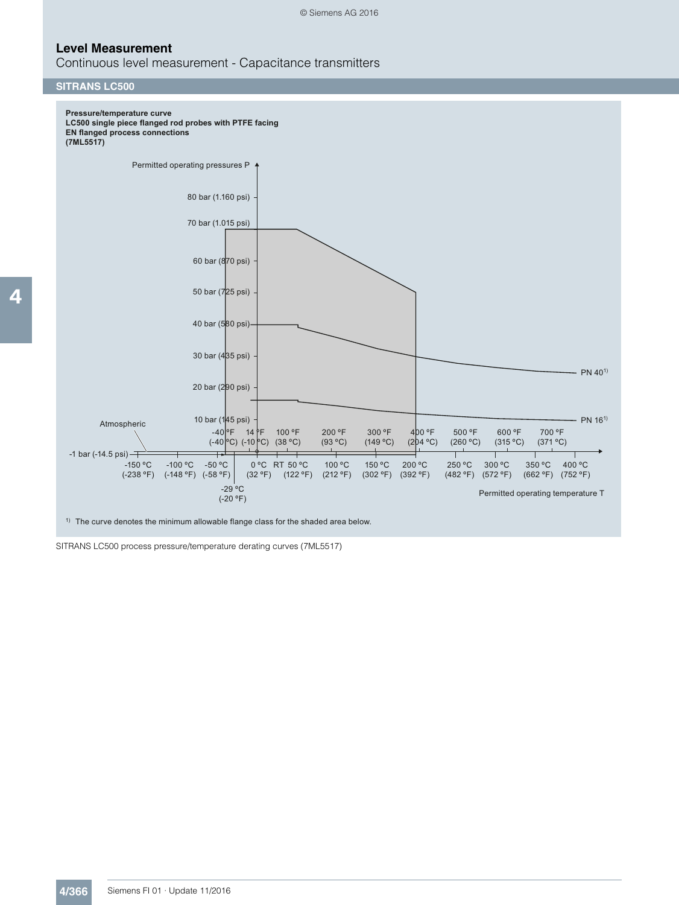# Level Measurement

Continuous level measurement - Capacitance transmitters

## SITRANS LC500

**Pressure/temperature curve**
**LC500 single piece flanged rod probes with PTFE facing**
**EN flanged process connections**
**(7ML5517)**

Permitted operating pressures P

80 bar (1.160 psi)
70 bar (1.015 psi)
60 bar (870 psi)
50 bar (725 psi)
40 bar (580 psi)
30 bar (435 psi)
20 bar (290 psi)
10 bar (145 psi)
-1 bar (-14.5 psi)

Atmospheric

-40 °F (-40 °C) | 14 °F (-10 °C) | 100 °F (38 °C) | 200 °F (93 °C) | 300 °F (149 °C) | 400 °F (204 °C) | 500 °F (260 °C) | 600 °F (315 °C) | 700 °F (371 °C)

-150 °C (-238 °F) | -100 °C (-148 °F) | -50 °C (-58 °F) | 0 °C (32 °F) | RT | 50 °C (122 °F) | 100 °C (212 °F) | 150 °C (302 °F) | 200 °C (392 °F) | 250 °C (482 °F) | 300 °C (572 °F) | 350 °C (662 °F) | 400 °C (752 °F)

-29 °C (-20 °F)

PN 40[1)]

PN 16[1)]

Permitted operating temperature T

[1)] The curve denotes the minimum allowable flange class for the shaded area below.

SITRANS LC500 process pressure/temperature derating curves (7ML5517)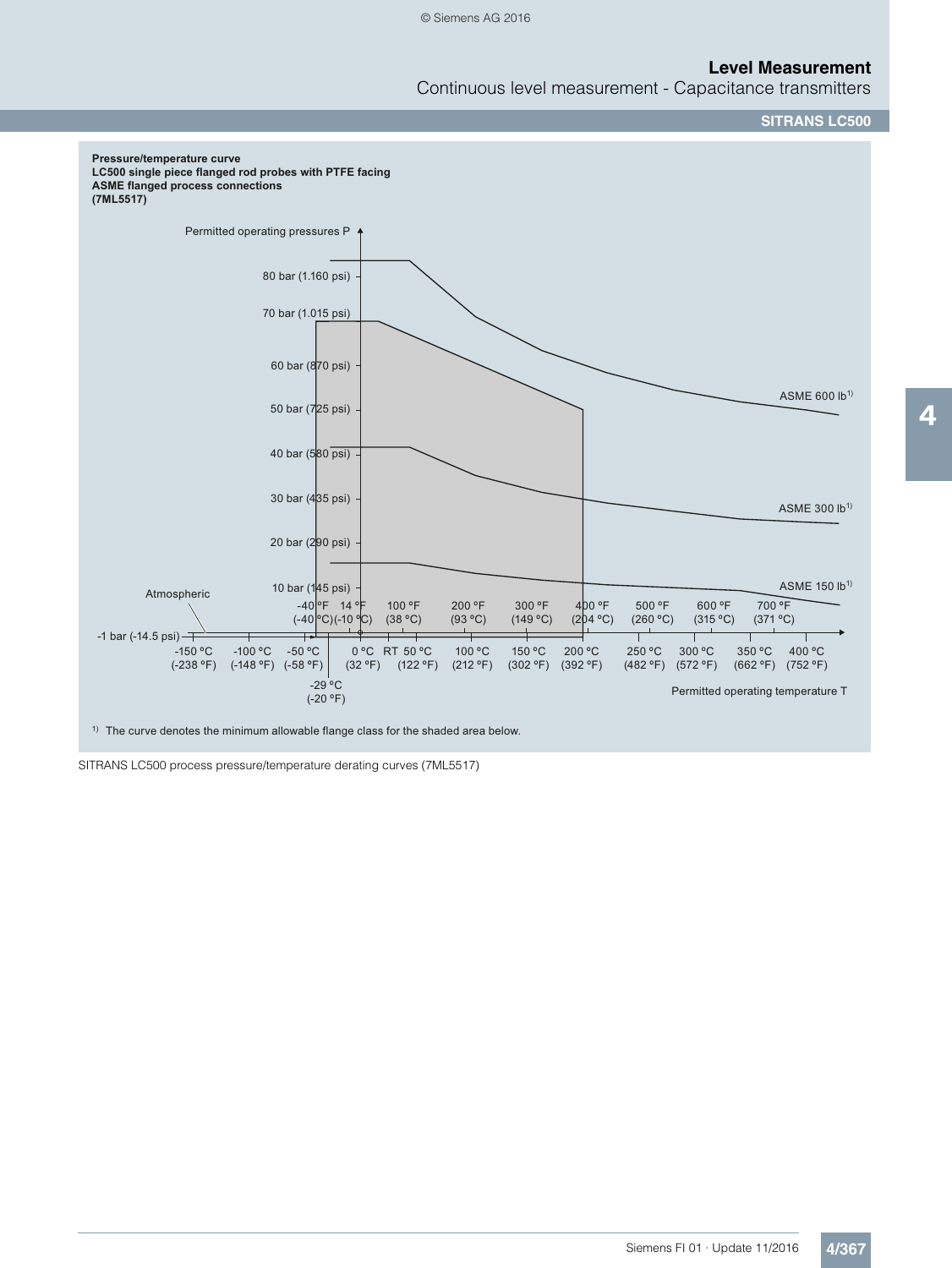# Level Measurement

Continuous level measurement - Capacitance transmitters

## SITRANS LC500

**Pressure/temperature curve**
**LC500 single piece flanged rod probes with PTFE facing**
**ASME flanged process connections**
**(7ML5517)**

Permitted operating pressures P

80 bar (1.160 psi)
70 bar (1.015 psi)
60 bar (870 psi)
50 bar (725 psi)
40 bar (580 psi)
30 bar (435 psi)
20 bar (290 psi)
10 bar (145 psi)
Atmospheric
-1 bar (-14.5 psi)

ASME 600 lb[1)]
ASME 300 lb[1)]
ASME 150 lb[1)]

-40 °F (-40 °C) | 14 °F (-10 °C) | 100 °F (38 °C) | 200 °F (93 °C) | 300 °F (149 °C) | 400 °F (204 °C) | 500 °F (260 °C) | 600 °F (315 °C) | 700 °F (371 °C)

-150 °C (-238 °F) | -100 °C (-148 °F) | -50 °C (-58 °F) | 0 °C (32 °F) | RT | 50 °C (122 °F) | 100 °C (212 °F) | 150 °C (302 °F) | 200 °C (392 °F) | 250 °C (482 °F) | 300 °C (572 °F) | 350 °C (662 °F) | 400 °C (752 °F)

-29 °C (-20 °F)

Permitted operating temperature T

1) The curve denotes the minimum allowable flange class for the shaded area below.

SITRANS LC500 process pressure/temperature derating curves (7ML5517)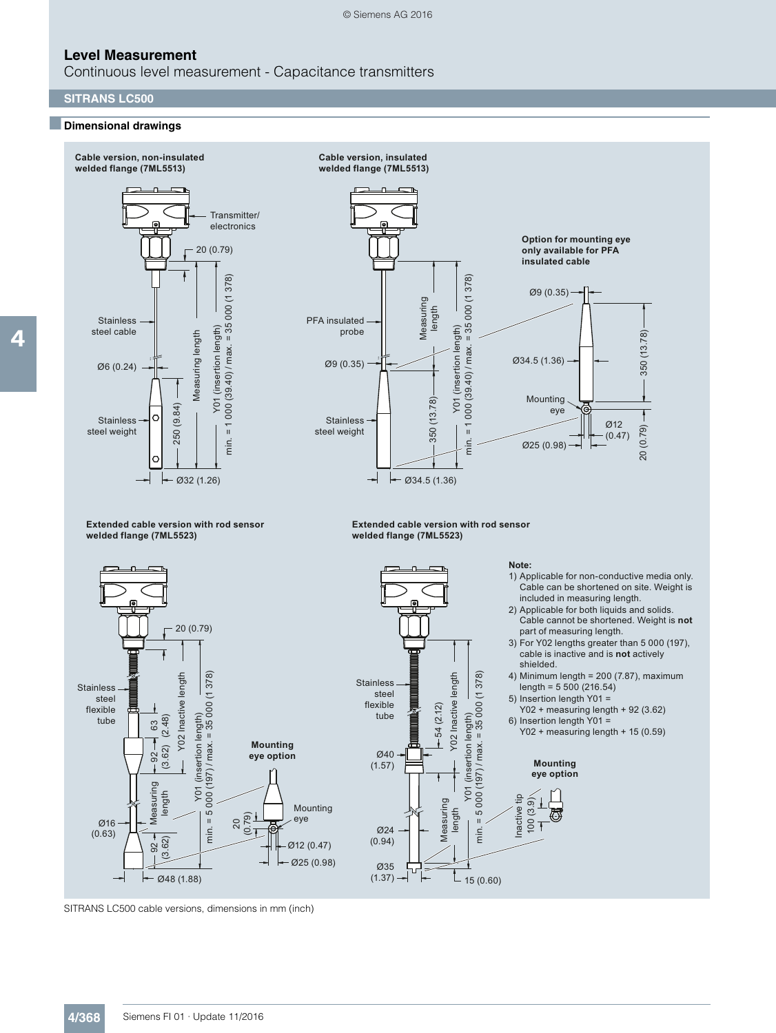# Level Measurement

Continuous level measurement - Capacitance transmitters

## SITRANS LC500

### Dimensional drawings

**Cable version, non-insulated welded flange (7ML5513)**

Transmitter/ electronics

20 (0.79)

Stainless steel cable

Ø6 (0.24)

Stainless steel weight

250 (9.84)

Measuring length

Y01 (insertion length) min. = 1 000 (39.40) / max. = 35 000 (1 378)

Ø32 (1.26)

**Cable version, insulated welded flange (7ML5513)**

PFA insulated probe

Ø9 (0.35)

Stainless steel weight

Measuring length

350 (13.78)

Y01 (insertion length) min. = 1 000 (39.40) / max. = 35 000 (1 378)

Ø34.5 (1.36)

**Option for mounting eye only available for PFA insulated cable**

Ø9 (0.35)

Ø34.5 (1.36)

350 (13.78)

Mounting eye

Ø12 (0.47)

Ø25 (0.98)

20 (0.79)

**Extended cable version with rod sensor welded flange (7ML5523)**

20 (0.79)

Stainless steel flexible tube

63 (2.48)

Y02 Inactive length

92 (3.62)

Y01 (insertion length) min. = 5 000 (197) / max. = 35 000 (1 378)

Measuring length

Ø16 (0.63)

92 (3.62)

Ø48 (1.88)

**Mounting eye option**

20 (0.79)

Mounting eye

Ø12 (0.47)

Ø25 (0.98)

**Extended cable version with rod sensor welded flange (7ML5523)**

Stainless steel flexible tube

54 (2.12)

Y02 Inactive length

Ø40 (1.57)

Y01 (insertion length) min. = 5 000 (197) / max. = 35 000 (1 378)

Measuring length

Ø24 (0.94)

Ø35 (1.37)

15 (0.60)

**Mounting eye option**

Inactive tip 100 (3.9)

**Note:**

1) Applicable for non-conductive media only. Cable can be shortened on site. Weight is included in measuring length.
2) Applicable for both liquids and solids. Cable cannot be shortened. Weight is **not** part of measuring length.
3) For Y02 lengths greater than 5 000 (197), cable is inactive and is **not** actively shielded.
4) Minimum length = 200 (7.87), maximum length = 5 500 (216.54)
5) Insertion length Y01 = Y02 + measuring length + 92 (3.62)
6) Insertion length Y01 = Y02 + measuring length + 15 (0.59)

SITRANS LC500 cable versions, dimensions in mm (inch)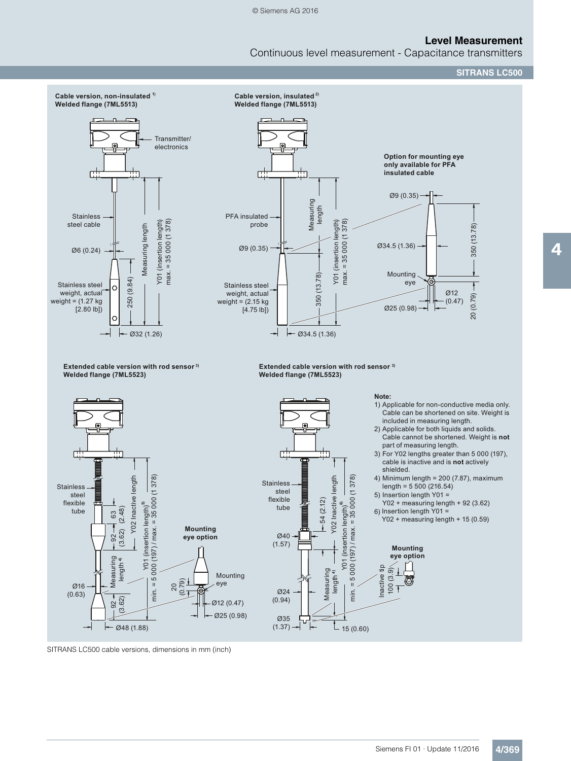## Level Measurement

Continuous level measurement - Capacitance transmitters

**SITRANS LC500**

**Cable version, non-insulated [1)]**
**Welded flange (7ML5513)**

Transmitter/ electronics

Stainless steel cable

Ø6 (0.24)

Stainless steel weight, actual weight = (1.27 kg [2.80 lb])

250 (9.84)

Measuring length

Y01 (insertion length) max. = 35 000 (1 378)

Ø32 (1.26)

**Cable version, insulated [2)]**
**Welded flange (7ML5513)**

PFA insulated probe

Ø9 (0.35)

Stainless steel weight, actual weight = (2.15 kg [4.75 lb])

Measuring length

350 (13.78)

Y01 (insertion length) max. = 35 000 (1 378)

Ø34.5 (1.36)

**Option for mounting eye only available for PFA insulated cable**

Ø9 (0.35)

Ø34.5 (1.36)

350 (13.78)

Mounting eye

Ø12 (0.47)

Ø25 (0.98)

20 (0.79)

**Extended cable version with rod sensor [3)]**
**Welded flange (7ML5523)**

Stainless steel flexible tube

63 (2.48)

92 (3.62)

Y02 Inactive length

Y01 (insertion length)[5)] min. = 5 000 (197) / max. = 35 000 (1 378)

Measuring length [4)]

Ø16 (0.63)

92 (3.62)

Ø48 (1.88)

**Mounting eye option**

20 (0.79)

Mounting eye

Ø12 (0.47)

Ø25 (0.98)

**Extended cable version with rod sensor [3)]**
**Welded flange (7ML5523)**

Stainless steel flexible tube

54 (2.12)

Y02 Inactive length

Y01 (insertion length)[6)] min. = 5 000 (197) / max. = 35 000 (1 378)

Ø40 (1.57)

Measuring length [4)]

Ø24 (0.94)

Ø35 (1.37)

15 (0.60)

**Mounting eye option**

Inactive tip 100 (3.9)

**Note:**
1) Applicable for non-conductive media only. Cable can be shortened on site. Weight is included in measuring length.
2) Applicable for both liquids and solids. Cable cannot be shortened. Weight is **not** part of measuring length.
3) For Y02 lengths greater than 5 000 (197), cable is inactive and is **not** actively shielded.
4) Minimum length = 200 (7.87), maximum length = 5 500 (216.54)
5) Insertion length Y01 = Y02 + measuring length + 92 (3.62)
6) Insertion length Y01 = Y02 + measuring length + 15 (0.59)

SITRANS LC500 cable versions, dimensions in mm (inch)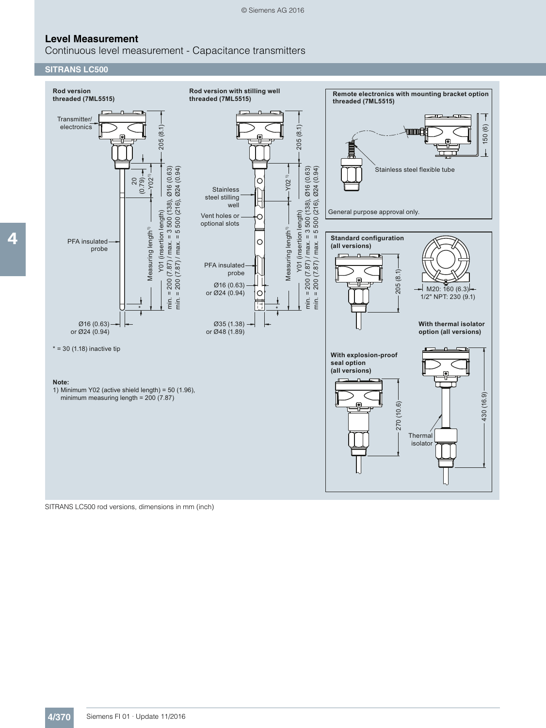# Level Measurement

Continuous level measurement - Capacitance transmitters

## SITRANS LC500

**Rod version threaded (7ML5515)**

Transmitter/ electronics

205 (8.1)

20 (0.79)

Y02 1)

PFA insulated probe

Measuring length 1)

Y01 (insertion length)
min. = 200 (7.87) / max. = 3 500 (138), Ø16 (0.63)
min. = 200 (7.87) / max. = 5 500 (216), Ø24 (0.94)

Ø16 (0.63) or Ø24 (0.94)

* = 30 (1.18) inactive tip

**Note:**
1) Minimum Y02 (active shield length) = 50 (1.96), minimum measuring length = 200 (7.87)

**Rod version with stilling well threaded (7ML5515)**

205 (8.1)

Y02 1)

Stainless steel stilling well

Vent holes or optional slots

PFA insulated probe

Ø16 (0.63) or Ø24 (0.94)

Measuring length 1)

Y01 (insertion length)
min. = 200 (7.87) / max. = 3 500 (138), Ø16 (0.63)
min. = 200 (7.87) / max. = 5 500 (216), Ø24 (0.94)

Ø35 (1.38) or Ø48 (1.89)

**Remote electronics with mounting bracket option threaded (7ML5515)**

150 (6)

Stainless steel flexible tube

General purpose approval only.

**Standard configuration (all versions)**

205 (8.1)

M20: 160 (6.3)
1/2" NPT: 230 (9.1)

**With thermal isolator option (all versions)**

430 (16.9)

Thermal isolator

**With explosion-proof seal option (all versions)**

270 (10.6)

SITRANS LC500 rod versions, dimensions in mm (inch)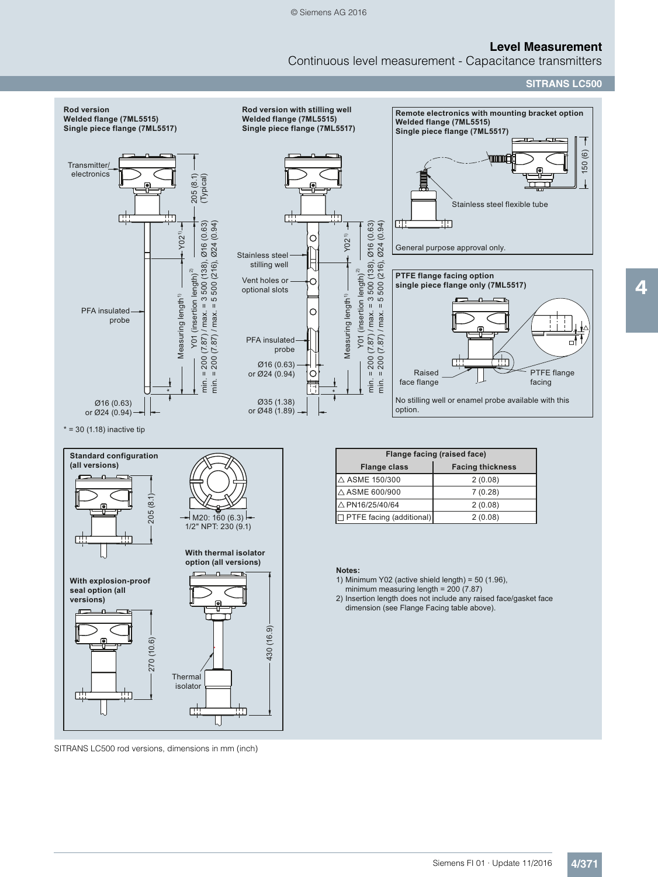**Rod version**
**Welded flange (7ML5515)**
**Single piece flange (7ML5517)**

Transmitter/ electronics

205 (8.1) (Typical)

Y02[1)]

Y01 (insertion length)[2)] min. = 200 (7.87) / max. = 3 500 (138), Ø16 (0.63) min. = 200 (7.87) / max. = 5 500 (216), Ø24 (0.94)

Measuring length[1)]

PFA insulated probe

Ø16 (0.63) or Ø24 (0.94)

* = 30 (1.18) inactive tip

**Rod version with stilling well**
**Welded flange (7ML5515)**
**Single piece flange (7ML5517)**

Stainless steel stilling well

Vent holes or optional slots

PFA insulated probe

Ø16 (0.63) or Ø24 (0.94)

Ø35 (1.38) or Ø48 (1.89)

**Remote electronics with mounting bracket option**
**Welded flange (7ML5515)**
**Single piece flange (7ML5517)**

150 (6)

Stainless steel flexible tube

General purpose approval only.

**PTFE flange facing option**
**single piece flange only (7ML5517)**

Raised face flange

PTFE flange facing

No stilling well or enamel probe available with this option.

**Standard configuration (all versions)**

205 (8.1)

M20: 160 (6.3)
1/2" NPT: 230 (9.1)

**With thermal isolator option (all versions)**

430 (16.9)

Thermal isolator

**With explosion-proof seal option (all versions)**

270 (10.6)

| Flange facing (raised face) | |
|---|---|
| Flange class | Facing thickness |
| △ ASME 150/300 | 2 (0.08) |
| △ ASME 600/900 | 7 (0.28) |
| △ PN16/25/40/64 | 2 (0.08) |
| □ PTFE facing (additional) | 2 (0.08) |

**Notes:**

1) Minimum Y02 (active shield length) = 50 (1.96), minimum measuring length = 200 (7.87)
2) Insertion length does not include any raised face/gasket face dimension (see Flange Facing table above).

SITRANS LC500 rod versions, dimensions in mm (inch)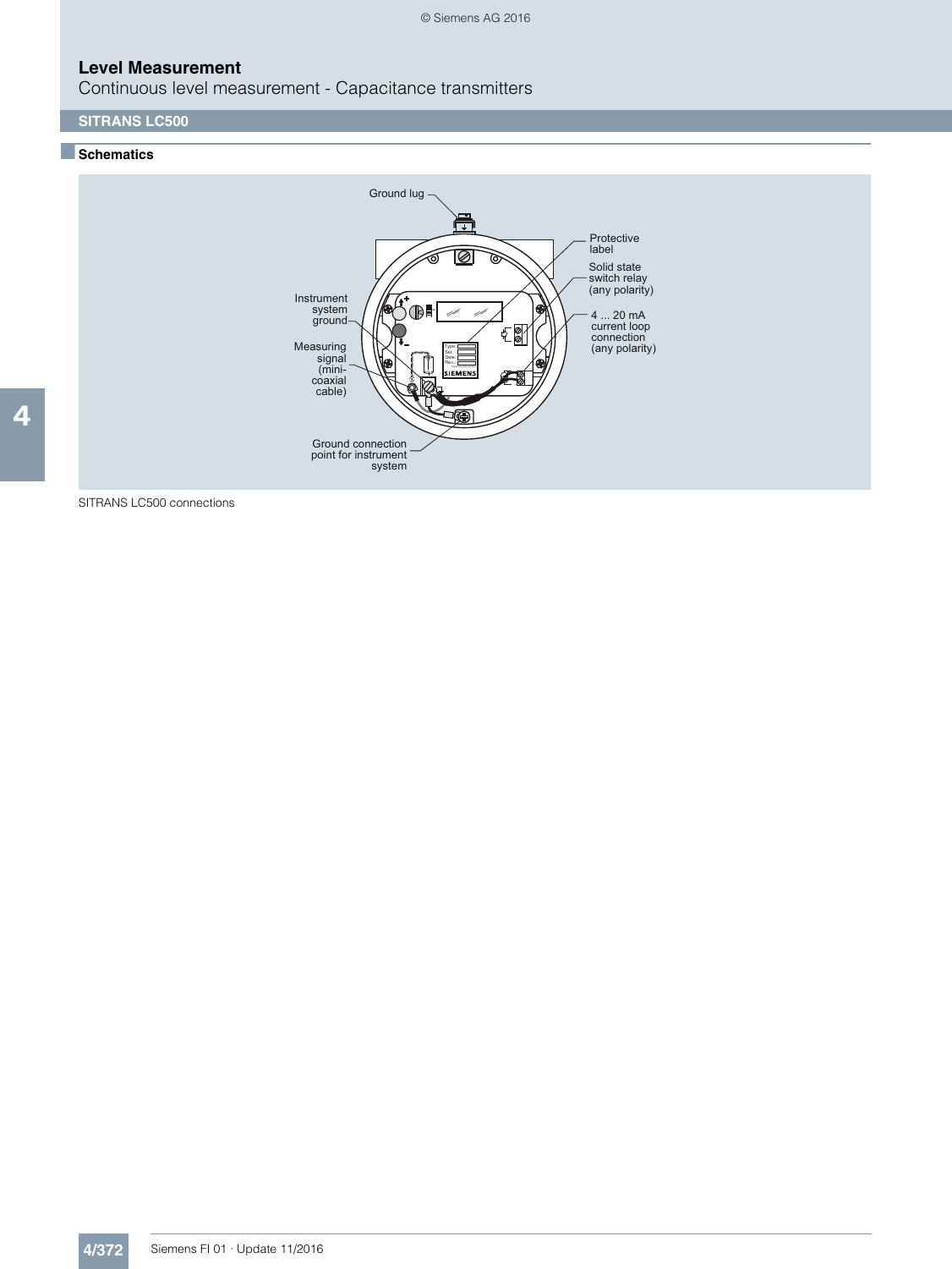## SITRANS LC500

### Schematics

Ground lug

Protective label

Solid state switch relay (any polarity)

4 ... 20 mA current loop connection (any polarity)

Instrument system ground

Measuring signal (mini-coaxial cable)

Ground connection point for instrument system

SITRANS LC500 connections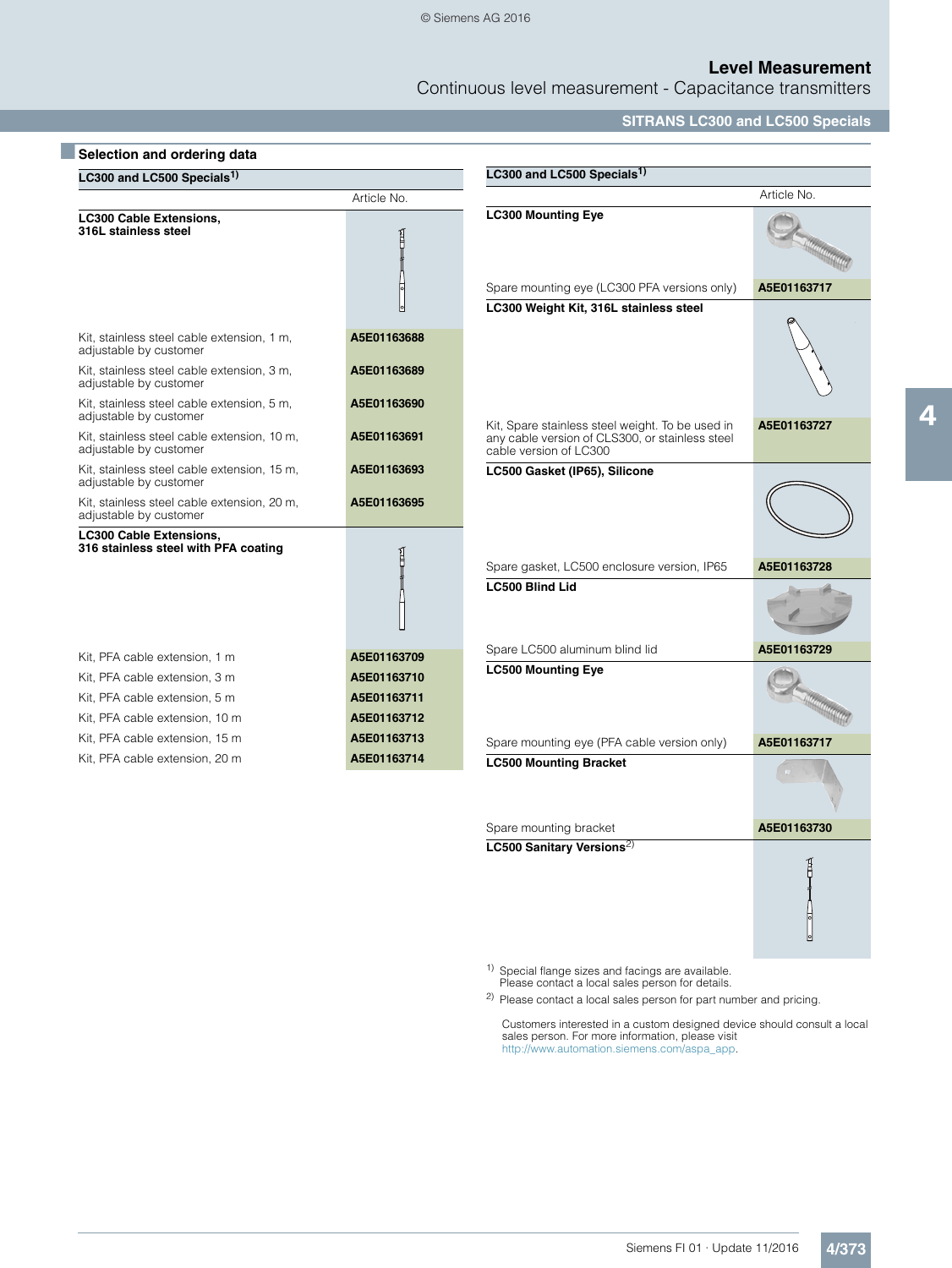## Selection and ordering data

| LC300 and LC500 Specials[1)] | Article No. |
| --- | --- |
| **LC300 Cable Extensions, 316L stainless steel** | |
| Kit, stainless steel cable extension, 1 m, adjustable by customer | **A5E01163688** |
| Kit, stainless steel cable extension, 3 m, adjustable by customer | **A5E01163689** |
| Kit, stainless steel cable extension, 5 m, adjustable by customer | **A5E01163690** |
| Kit, stainless steel cable extension, 10 m, adjustable by customer | **A5E01163691** |
| Kit, stainless steel cable extension, 15 m, adjustable by customer | **A5E01163693** |
| Kit, stainless steel cable extension, 20 m, adjustable by customer | **A5E01163695** |
| **LC300 Cable Extensions, 316 stainless steel with PFA coating** | |
| Kit, PFA cable extension, 1 m | **A5E01163709** |
| Kit, PFA cable extension, 3 m | **A5E01163710** |
| Kit, PFA cable extension, 5 m | **A5E01163711** |
| Kit, PFA cable extension, 10 m | **A5E01163712** |
| Kit, PFA cable extension, 15 m | **A5E01163713** |
| Kit, PFA cable extension, 20 m | **A5E01163714** |

| LC300 and LC500 Specials[1)] | Article No. |
| --- | --- |
| **LC300 Mounting Eye** | |
| Spare mounting eye (LC300 PFA versions only) | **A5E01163717** |
| **LC300 Weight Kit, 316L stainless steel** | |
| Kit, Spare stainless steel weight. To be used in any cable version of CLS300, or stainless steel cable version of LC300 | **A5E01163727** |
| **LC500 Gasket (IP65), Silicone** | |
| Spare gasket, LC500 enclosure version, IP65 | **A5E01163728** |
| **LC500 Blind Lid** | |
| Spare LC500 aluminum blind lid | **A5E01163729** |
| **LC500 Mounting Eye** | |
| Spare mounting eye (PFA cable version only) | **A5E01163717** |
| **LC500 Mounting Bracket** | |
| Spare mounting bracket | **A5E01163730** |
| **LC500 Sanitary Versions**[2)] | |

[1)] Special flange sizes and facings are available. Please contact a local sales person for details.

[2)] Please contact a local sales person for part number and pricing.

Customers interested in a custom designed device should consult a local sales person. For more information, please visit http://www.automation.siemens.com/aspa_app.